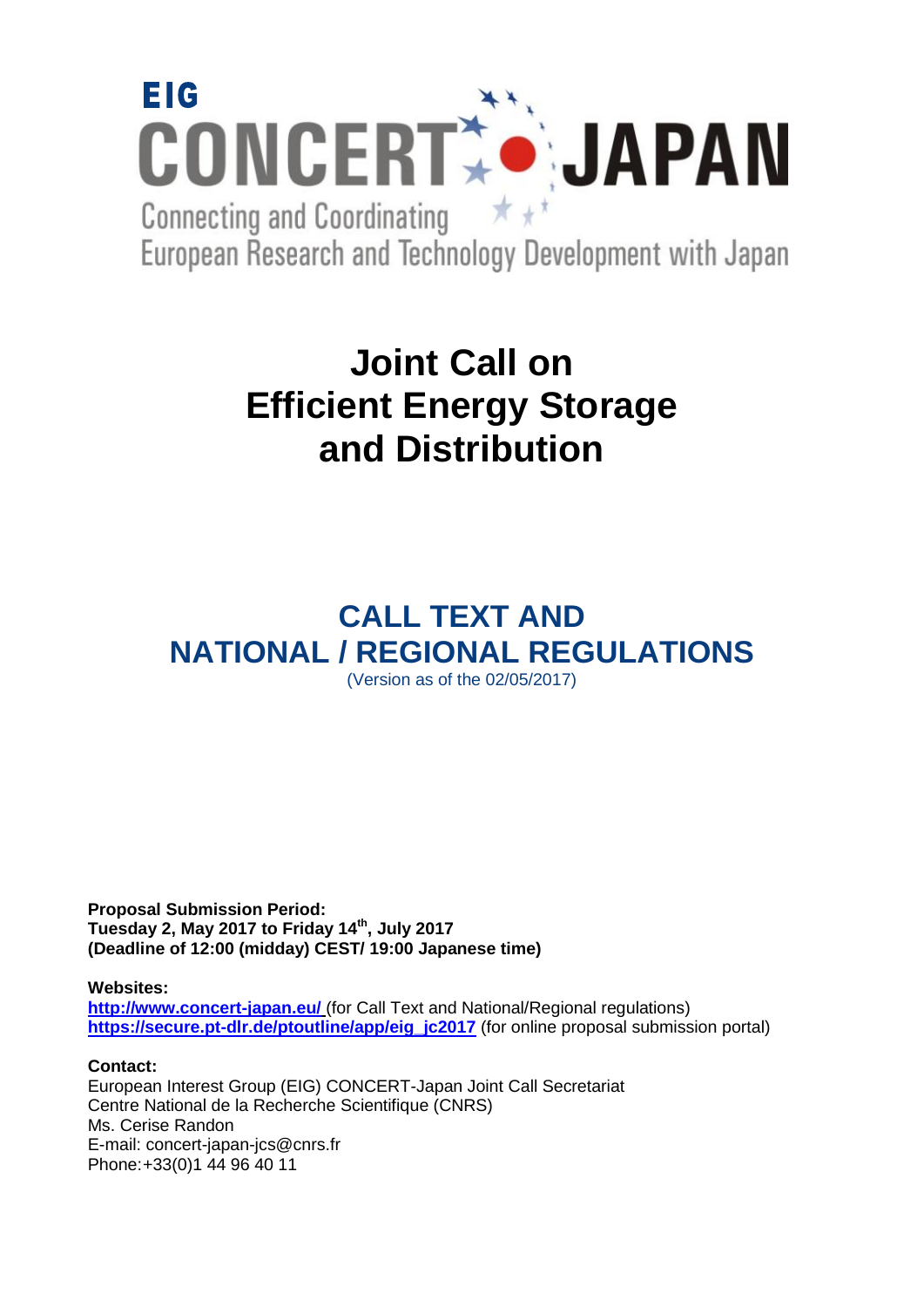EIG CONCERT-JAPAN

Connecting and Coordinating European Research and Technology Development with Japan

# Joint Call on Efficient Energy Storage and Distribution

## CALL TEXT AND NATIONAL / REGIONAL REGULATIONS

(Version as of the 02/05/2017)

**Proposal Submission Period:**
**Tuesday 2, May 2017 to Friday 14th, July 2017**
**(Deadline of 12:00 (midday) CEST/ 19:00 Japanese time)**

**Websites:**
**http://www.concert-japan.eu/** (for Call Text and National/Regional regulations)
**https://secure.pt-dlr.de/ptoutline/app/eig_jc2017** (for online proposal submission portal)

**Contact:**
European Interest Group (EIG) CONCERT-Japan Joint Call Secretariat
Centre National de la Recherche Scientifique (CNRS)
Ms. Cerise Randon
E-mail: concert-japan-jcs@cnrs.fr
Phone:+33(0)1 44 96 40 11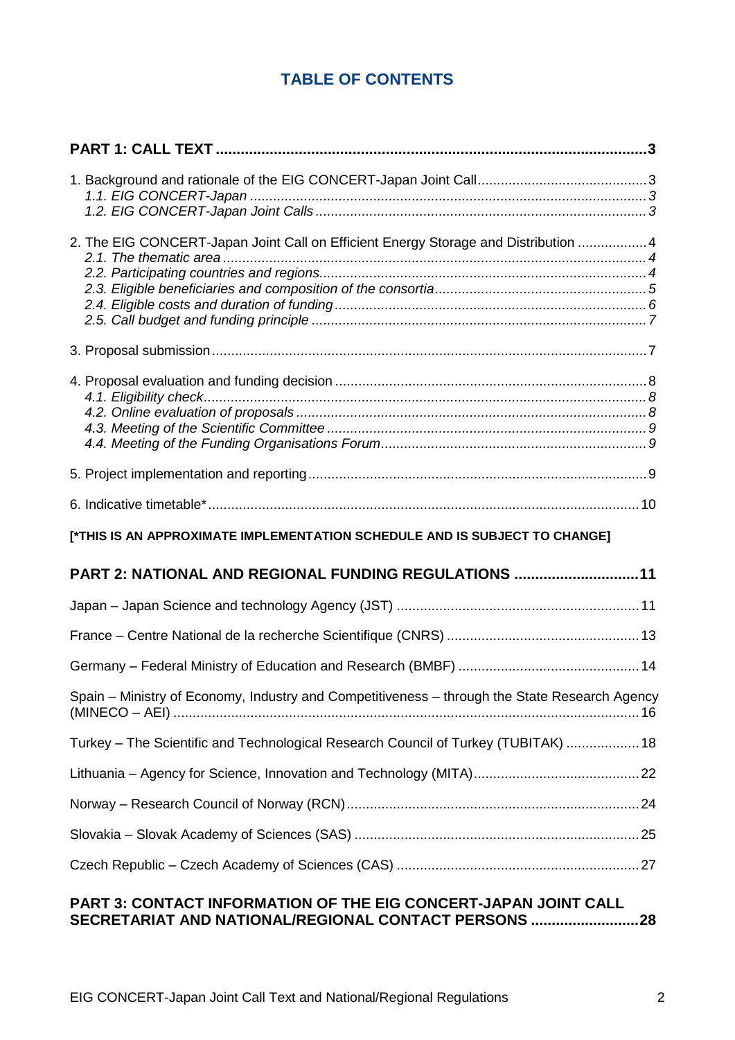## TABLE OF CONTENTS

**PART 1: CALL TEXT** ........................................................................................................ 3

1. Background and rationale of the EIG CONCERT-Japan Joint Call ........................................... 3
   *1.1. EIG CONCERT-Japan* ........................................................................................................ 3
   *1.2. EIG CONCERT-Japan Joint Calls* ..................................................................................... 3

2. The EIG CONCERT-Japan Joint Call on Efficient Energy Storage and Distribution .................. 4
   *2.1. The thematic area* ............................................................................................................ 4
   *2.2. Participating countries and regions* ................................................................................... 4
   *2.3. Eligible beneficiaries and composition of the consortia* ...................................................... 5
   *2.4. Eligible costs and duration of funding* ................................................................................ 6
   *2.5. Call budget and funding principle* ..................................................................................... 7

3. Proposal submission ................................................................................................................. 7

4. Proposal evaluation and funding decision ................................................................................. 8
   *4.1. Eligibility check* ................................................................................................................. 8
   *4.2. Online evaluation of proposals* .......................................................................................... 8
   *4.3. Meeting of the Scientific Committee* .................................................................................. 9
   *4.4. Meeting of the Funding Organisations Forum* .................................................................... 9

5. Project implementation and reporting ........................................................................................ 9

6. Indicative timetable* ................................................................................................................. 10

**[*THIS IS AN APPROXIMATE IMPLEMENTATION SCHEDULE AND IS SUBJECT TO CHANGE]**

**PART 2: NATIONAL AND REGIONAL FUNDING REGULATIONS** ............................. 11

Japan – Japan Science and technology Agency (JST) ............................................................... 11

France – Centre National de la recherche Scientifique (CNRS) .................................................. 13

Germany – Federal Ministry of Education and Research (BMBF) ............................................... 14

Spain – Ministry of Economy, Industry and Competitiveness – through the State Research Agency (MINECO – AEI) ........................................................................................................................ 16

Turkey – The Scientific and Technological Research Council of Turkey (TUBITAK) .................. 18

Lithuania – Agency for Science, Innovation and Technology (MITA) ........................................... 22

Norway – Research Council of Norway (RCN) ........................................................................... 24

Slovakia – Slovak Academy of Sciences (SAS) .......................................................................... 25

Czech Republic – Czech Academy of Sciences (CAS) ............................................................... 27

**PART 3: CONTACT INFORMATION OF THE EIG CONCERT-JAPAN JOINT CALL SECRETARIAT AND NATIONAL/REGIONAL CONTACT PERSONS** .......................... 28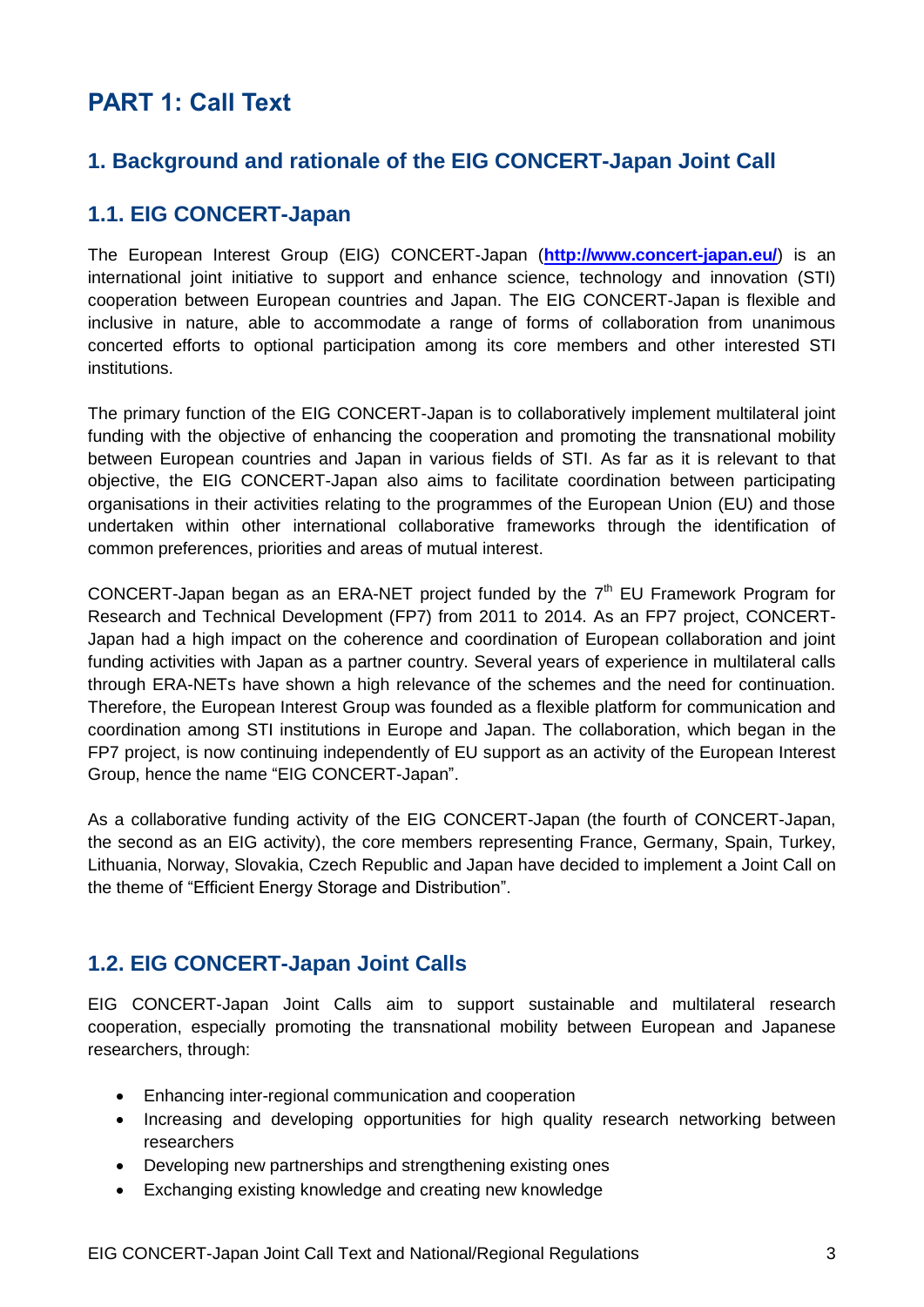# PART 1: Call Text

## 1. Background and rationale of the EIG CONCERT-Japan Joint Call

## 1.1. EIG CONCERT-Japan

The European Interest Group (EIG) CONCERT-Japan (**http://www.concert-japan.eu/**) is an international joint initiative to support and enhance science, technology and innovation (STI) cooperation between European countries and Japan. The EIG CONCERT-Japan is flexible and inclusive in nature, able to accommodate a range of forms of collaboration from unanimous concerted efforts to optional participation among its core members and other interested STI institutions.

The primary function of the EIG CONCERT-Japan is to collaboratively implement multilateral joint funding with the objective of enhancing the cooperation and promoting the transnational mobility between European countries and Japan in various fields of STI. As far as it is relevant to that objective, the EIG CONCERT-Japan also aims to facilitate coordination between participating organisations in their activities relating to the programmes of the European Union (EU) and those undertaken within other international collaborative frameworks through the identification of common preferences, priorities and areas of mutual interest.

CONCERT-Japan began as an ERA-NET project funded by the 7th EU Framework Program for Research and Technical Development (FP7) from 2011 to 2014. As an FP7 project, CONCERT-Japan had a high impact on the coherence and coordination of European collaboration and joint funding activities with Japan as a partner country. Several years of experience in multilateral calls through ERA-NETs have shown a high relevance of the schemes and the need for continuation. Therefore, the European Interest Group was founded as a flexible platform for communication and coordination among STI institutions in Europe and Japan. The collaboration, which began in the FP7 project, is now continuing independently of EU support as an activity of the European Interest Group, hence the name "EIG CONCERT-Japan".

As a collaborative funding activity of the EIG CONCERT-Japan (the fourth of CONCERT-Japan, the second as an EIG activity), the core members representing France, Germany, Spain, Turkey, Lithuania, Norway, Slovakia, Czech Republic and Japan have decided to implement a Joint Call on the theme of "Efficient Energy Storage and Distribution".

## 1.2. EIG CONCERT-Japan Joint Calls

EIG CONCERT-Japan Joint Calls aim to support sustainable and multilateral research cooperation, especially promoting the transnational mobility between European and Japanese researchers, through:

- Enhancing inter-regional communication and cooperation
- Increasing and developing opportunities for high quality research networking between researchers
- Developing new partnerships and strengthening existing ones
- Exchanging existing knowledge and creating new knowledge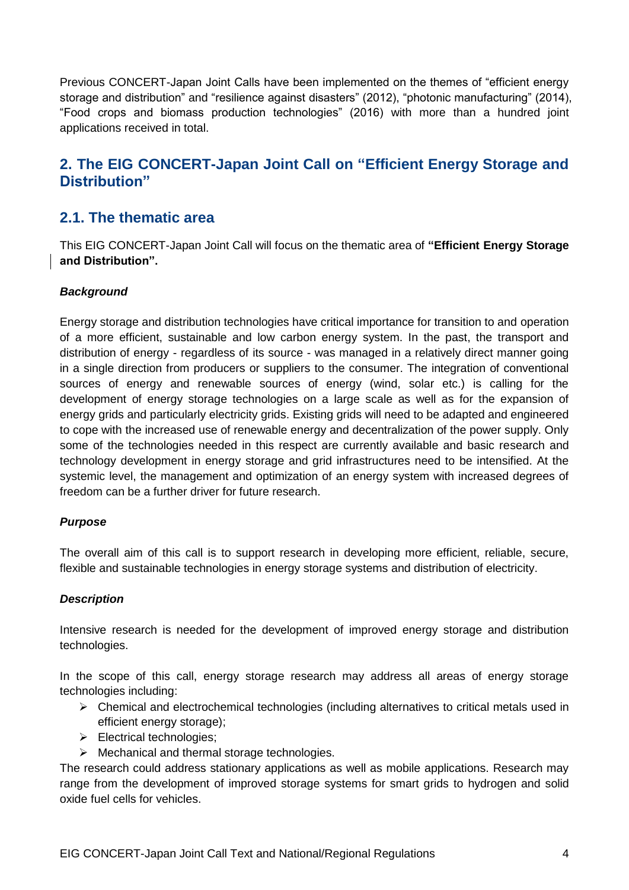Previous CONCERT-Japan Joint Calls have been implemented on the themes of "efficient energy storage and distribution" and "resilience against disasters" (2012), "photonic manufacturing" (2014), "Food crops and biomass production technologies" (2016) with more than a hundred joint applications received in total.

## 2. The EIG CONCERT-Japan Joint Call on "Efficient Energy Storage and Distribution"

## 2.1. The thematic area

This EIG CONCERT-Japan Joint Call will focus on the thematic area of **"Efficient Energy Storage and Distribution".**

***Background***

Energy storage and distribution technologies have critical importance for transition to and operation of a more efficient, sustainable and low carbon energy system. In the past, the transport and distribution of energy - regardless of its source - was managed in a relatively direct manner going in a single direction from producers or suppliers to the consumer. The integration of conventional sources of energy and renewable sources of energy (wind, solar etc.) is calling for the development of energy storage technologies on a large scale as well as for the expansion of energy grids and particularly electricity grids. Existing grids will need to be adapted and engineered to cope with the increased use of renewable energy and decentralization of the power supply. Only some of the technologies needed in this respect are currently available and basic research and technology development in energy storage and grid infrastructures need to be intensified. At the systemic level, the management and optimization of an energy system with increased degrees of freedom can be a further driver for future research.

***Purpose***

The overall aim of this call is to support research in developing more efficient, reliable, secure, flexible and sustainable technologies in energy storage systems and distribution of electricity.

***Description***

Intensive research is needed for the development of improved energy storage and distribution technologies.

In the scope of this call, energy storage research may address all areas of energy storage technologies including:

- Chemical and electrochemical technologies (including alternatives to critical metals used in efficient energy storage);
- Electrical technologies;
- Mechanical and thermal storage technologies.

The research could address stationary applications as well as mobile applications. Research may range from the development of improved storage systems for smart grids to hydrogen and solid oxide fuel cells for vehicles.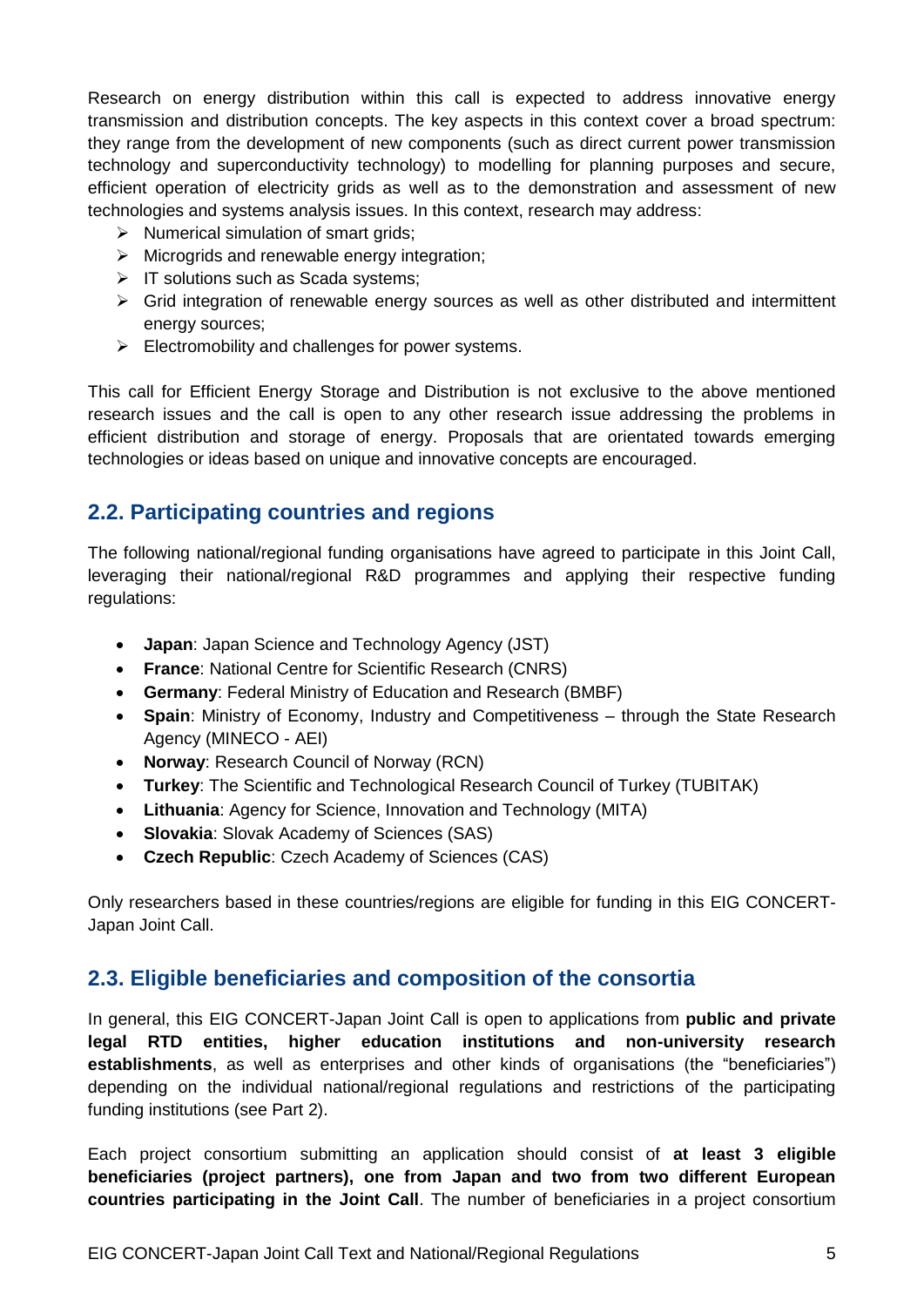Research on energy distribution within this call is expected to address innovative energy transmission and distribution concepts. The key aspects in this context cover a broad spectrum: they range from the development of new components (such as direct current power transmission technology and superconductivity technology) to modelling for planning purposes and secure, efficient operation of electricity grids as well as to the demonstration and assessment of new technologies and systems analysis issues. In this context, research may address:

- Numerical simulation of smart grids;
- Microgrids and renewable energy integration;
- IT solutions such as Scada systems;
- Grid integration of renewable energy sources as well as other distributed and intermittent energy sources;
- Electromobility and challenges for power systems.

This call for Efficient Energy Storage and Distribution is not exclusive to the above mentioned research issues and the call is open to any other research issue addressing the problems in efficient distribution and storage of energy. Proposals that are orientated towards emerging technologies or ideas based on unique and innovative concepts are encouraged.

## 2.2. Participating countries and regions

The following national/regional funding organisations have agreed to participate in this Joint Call, leveraging their national/regional R&D programmes and applying their respective funding regulations:

- **Japan**: Japan Science and Technology Agency (JST)
- **France**: National Centre for Scientific Research (CNRS)
- **Germany**: Federal Ministry of Education and Research (BMBF)
- **Spain**: Ministry of Economy, Industry and Competitiveness – through the State Research Agency (MINECO - AEI)
- **Norway**: Research Council of Norway (RCN)
- **Turkey**: The Scientific and Technological Research Council of Turkey (TUBITAK)
- **Lithuania**: Agency for Science, Innovation and Technology (MITA)
- **Slovakia**: Slovak Academy of Sciences (SAS)
- **Czech Republic**: Czech Academy of Sciences (CAS)

Only researchers based in these countries/regions are eligible for funding in this EIG CONCERT-Japan Joint Call.

## 2.3. Eligible beneficiaries and composition of the consortia

In general, this EIG CONCERT-Japan Joint Call is open to applications from **public and private legal RTD entities, higher education institutions and non-university research establishments**, as well as enterprises and other kinds of organisations (the "beneficiaries") depending on the individual national/regional regulations and restrictions of the participating funding institutions (see Part 2).

Each project consortium submitting an application should consist of **at least 3 eligible beneficiaries (project partners), one from Japan and two from two different European countries participating in the Joint Call**. The number of beneficiaries in a project consortium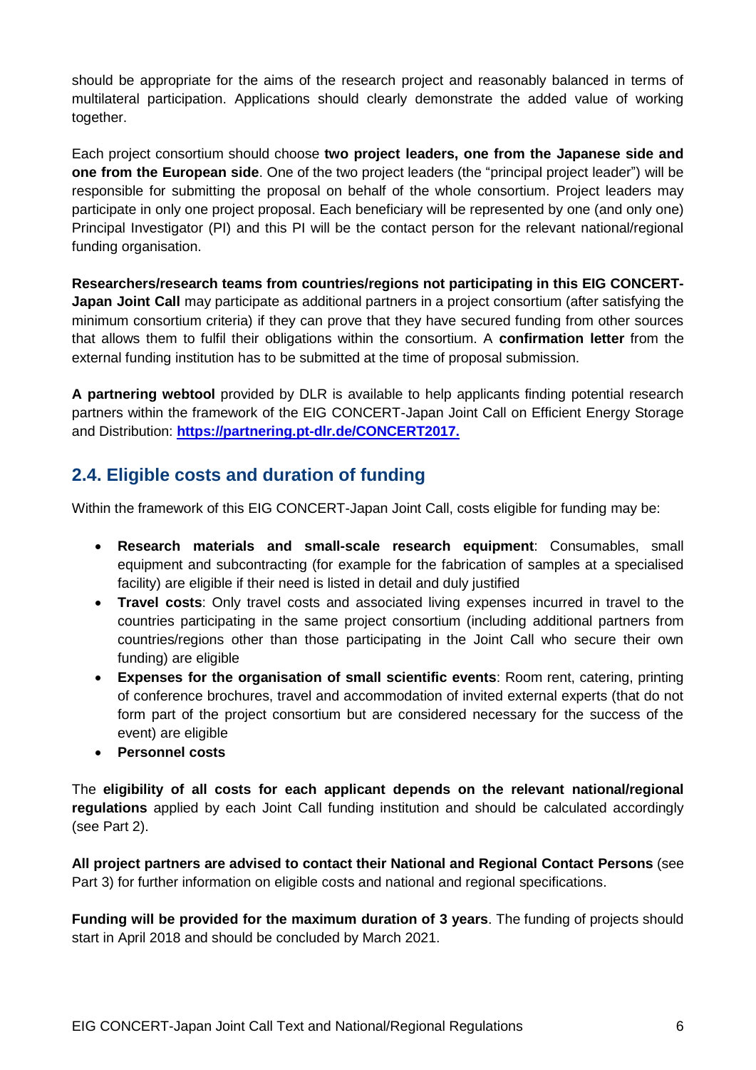should be appropriate for the aims of the research project and reasonably balanced in terms of multilateral participation. Applications should clearly demonstrate the added value of working together.

Each project consortium should choose **two project leaders, one from the Japanese side and one from the European side**. One of the two project leaders (the "principal project leader") will be responsible for submitting the proposal on behalf of the whole consortium. Project leaders may participate in only one project proposal. Each beneficiary will be represented by one (and only one) Principal Investigator (PI) and this PI will be the contact person for the relevant national/regional funding organisation.

**Researchers/research teams from countries/regions not participating in this EIG CONCERT-Japan Joint Call** may participate as additional partners in a project consortium (after satisfying the minimum consortium criteria) if they can prove that they have secured funding from other sources that allows them to fulfil their obligations within the consortium. A **confirmation letter** from the external funding institution has to be submitted at the time of proposal submission.

**A partnering webtool** provided by DLR is available to help applicants finding potential research partners within the framework of the EIG CONCERT-Japan Joint Call on Efficient Energy Storage and Distribution: **https://partnering.pt-dlr.de/CONCERT2017.**

## 2.4. Eligible costs and duration of funding

Within the framework of this EIG CONCERT-Japan Joint Call, costs eligible for funding may be:

- **Research materials and small-scale research equipment**: Consumables, small equipment and subcontracting (for example for the fabrication of samples at a specialised facility) are eligible if their need is listed in detail and duly justified
- **Travel costs**: Only travel costs and associated living expenses incurred in travel to the countries participating in the same project consortium (including additional partners from countries/regions other than those participating in the Joint Call who secure their own funding) are eligible
- **Expenses for the organisation of small scientific events**: Room rent, catering, printing of conference brochures, travel and accommodation of invited external experts (that do not form part of the project consortium but are considered necessary for the success of the event) are eligible
- **Personnel costs**

The **eligibility of all costs for each applicant depends on the relevant national/regional regulations** applied by each Joint Call funding institution and should be calculated accordingly (see Part 2).

**All project partners are advised to contact their National and Regional Contact Persons** (see Part 3) for further information on eligible costs and national and regional specifications.

**Funding will be provided for the maximum duration of 3 years**. The funding of projects should start in April 2018 and should be concluded by March 2021.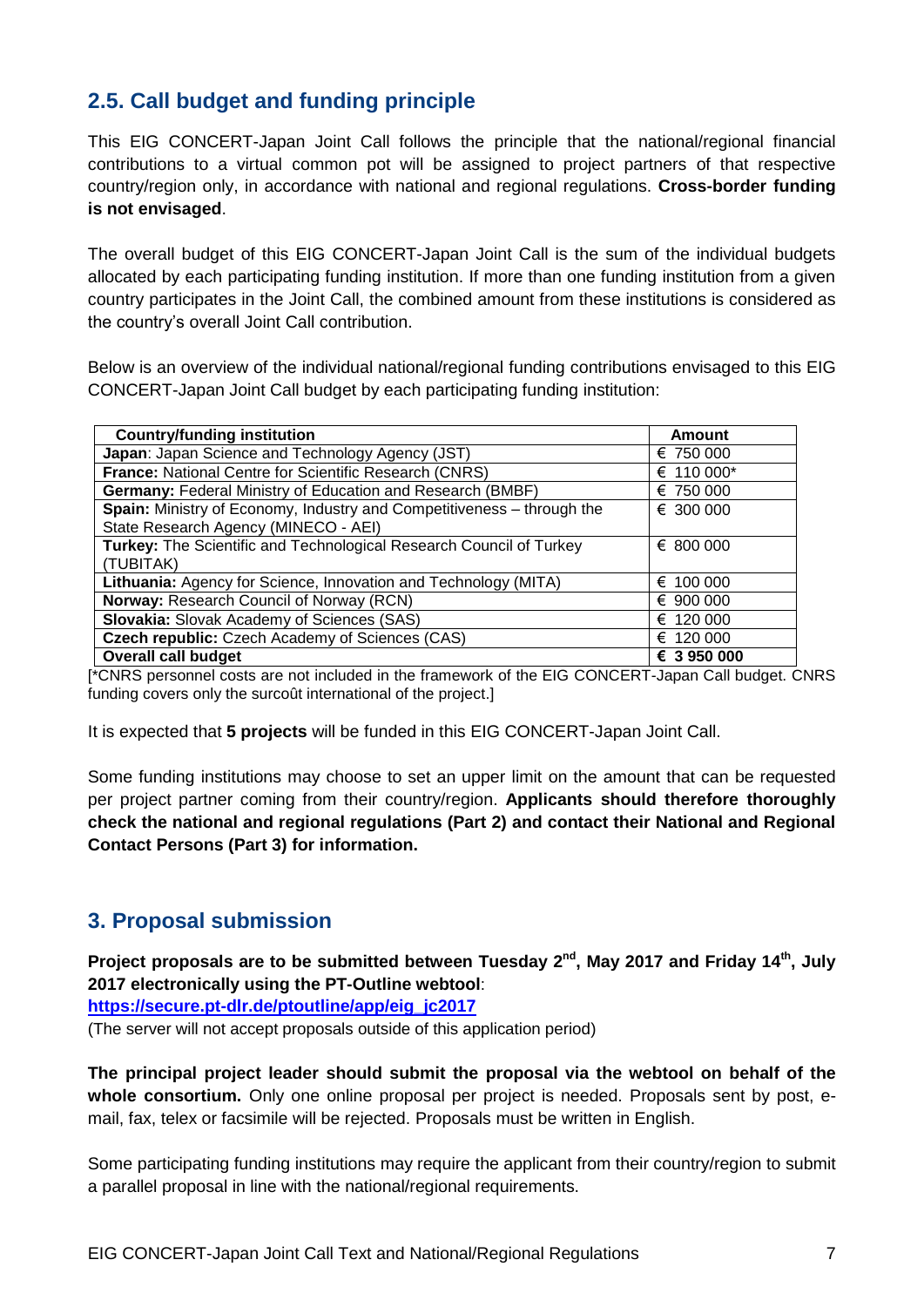## 2.5. Call budget and funding principle

This EIG CONCERT-Japan Joint Call follows the principle that the national/regional financial contributions to a virtual common pot will be assigned to project partners of that respective country/region only, in accordance with national and regional regulations. **Cross-border funding is not envisaged**.

The overall budget of this EIG CONCERT-Japan Joint Call is the sum of the individual budgets allocated by each participating funding institution. If more than one funding institution from a given country participates in the Joint Call, the combined amount from these institutions is considered as the country's overall Joint Call contribution.

Below is an overview of the individual national/regional funding contributions envisaged to this EIG CONCERT-Japan Joint Call budget by each participating funding institution:

| Country/funding institution | Amount |
|---|---|
| **Japan**: Japan Science and Technology Agency (JST) | € 750 000 |
| **France:** National Centre for Scientific Research (CNRS) | € 110 000* |
| **Germany:** Federal Ministry of Education and Research (BMBF) | € 750 000 |
| **Spain:** Ministry of Economy, Industry and Competitiveness – through the State Research Agency (MINECO - AEI) | € 300 000 |
| **Turkey:** The Scientific and Technological Research Council of Turkey (TUBITAK) | € 800 000 |
| **Lithuania:** Agency for Science, Innovation and Technology (MITA) | € 100 000 |
| **Norway:** Research Council of Norway (RCN) | € 900 000 |
| **Slovakia:** Slovak Academy of Sciences (SAS) | € 120 000 |
| **Czech republic:** Czech Academy of Sciences (CAS) | € 120 000 |
| **Overall call budget** | **€ 3 950 000** |

[*CNRS personnel costs are not included in the framework of the EIG CONCERT-Japan Call budget. CNRS funding covers only the surcoût international of the project.]

It is expected that **5 projects** will be funded in this EIG CONCERT-Japan Joint Call.

Some funding institutions may choose to set an upper limit on the amount that can be requested per project partner coming from their country/region. **Applicants should therefore thoroughly check the national and regional regulations (Part 2) and contact their National and Regional Contact Persons (Part 3) for information.**

## 3. Proposal submission

**Project proposals are to be submitted between Tuesday 2nd, May 2017 and Friday 14th, July 2017 electronically using the PT-Outline webtool**:
**https://secure.pt-dlr.de/ptoutline/app/eig_jc2017**
(The server will not accept proposals outside of this application period)

**The principal project leader should submit the proposal via the webtool on behalf of the whole consortium.** Only one online proposal per project is needed. Proposals sent by post, e-mail, fax, telex or facsimile will be rejected. Proposals must be written in English.

Some participating funding institutions may require the applicant from their country/region to submit a parallel proposal in line with the national/regional requirements.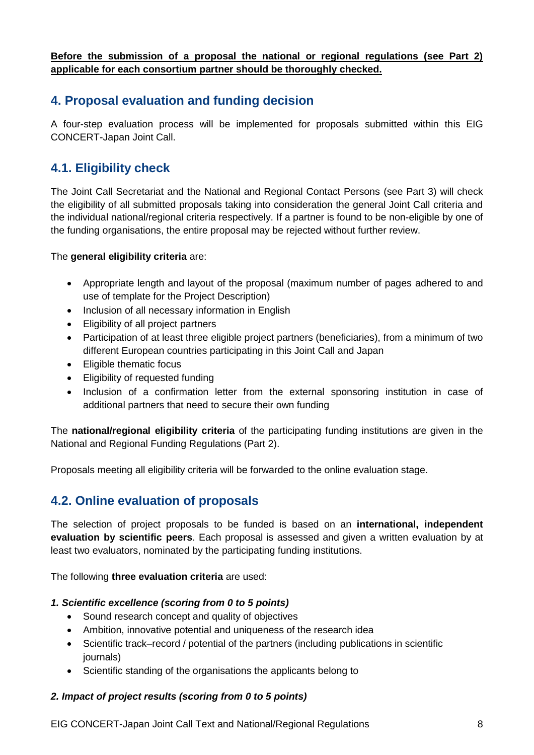**<u>Before the submission of a proposal the national or regional regulations (see Part 2) applicable for each consortium partner should be thoroughly checked.</u>**

## 4. Proposal evaluation and funding decision

A four-step evaluation process will be implemented for proposals submitted within this EIG CONCERT-Japan Joint Call.

## 4.1. Eligibility check

The Joint Call Secretariat and the National and Regional Contact Persons (see Part 3) will check the eligibility of all submitted proposals taking into consideration the general Joint Call criteria and the individual national/regional criteria respectively. If a partner is found to be non-eligible by one of the funding organisations, the entire proposal may be rejected without further review.

The **general eligibility criteria** are:

- Appropriate length and layout of the proposal (maximum number of pages adhered to and use of template for the Project Description)
- Inclusion of all necessary information in English
- Eligibility of all project partners
- Participation of at least three eligible project partners (beneficiaries), from a minimum of two different European countries participating in this Joint Call and Japan
- Eligible thematic focus
- Eligibility of requested funding
- Inclusion of a confirmation letter from the external sponsoring institution in case of additional partners that need to secure their own funding

The **national/regional eligibility criteria** of the participating funding institutions are given in the National and Regional Funding Regulations (Part 2).

Proposals meeting all eligibility criteria will be forwarded to the online evaluation stage.

## 4.2. Online evaluation of proposals

The selection of project proposals to be funded is based on an **international, independent evaluation by scientific peers**. Each proposal is assessed and given a written evaluation by at least two evaluators, nominated by the participating funding institutions.

The following **three evaluation criteria** are used:

***1. Scientific excellence (scoring from 0 to 5 points)***

- Sound research concept and quality of objectives
- Ambition, innovative potential and uniqueness of the research idea
- Scientific track–record / potential of the partners (including publications in scientific journals)
- Scientific standing of the organisations the applicants belong to

***2. Impact of project results (scoring from 0 to 5 points)***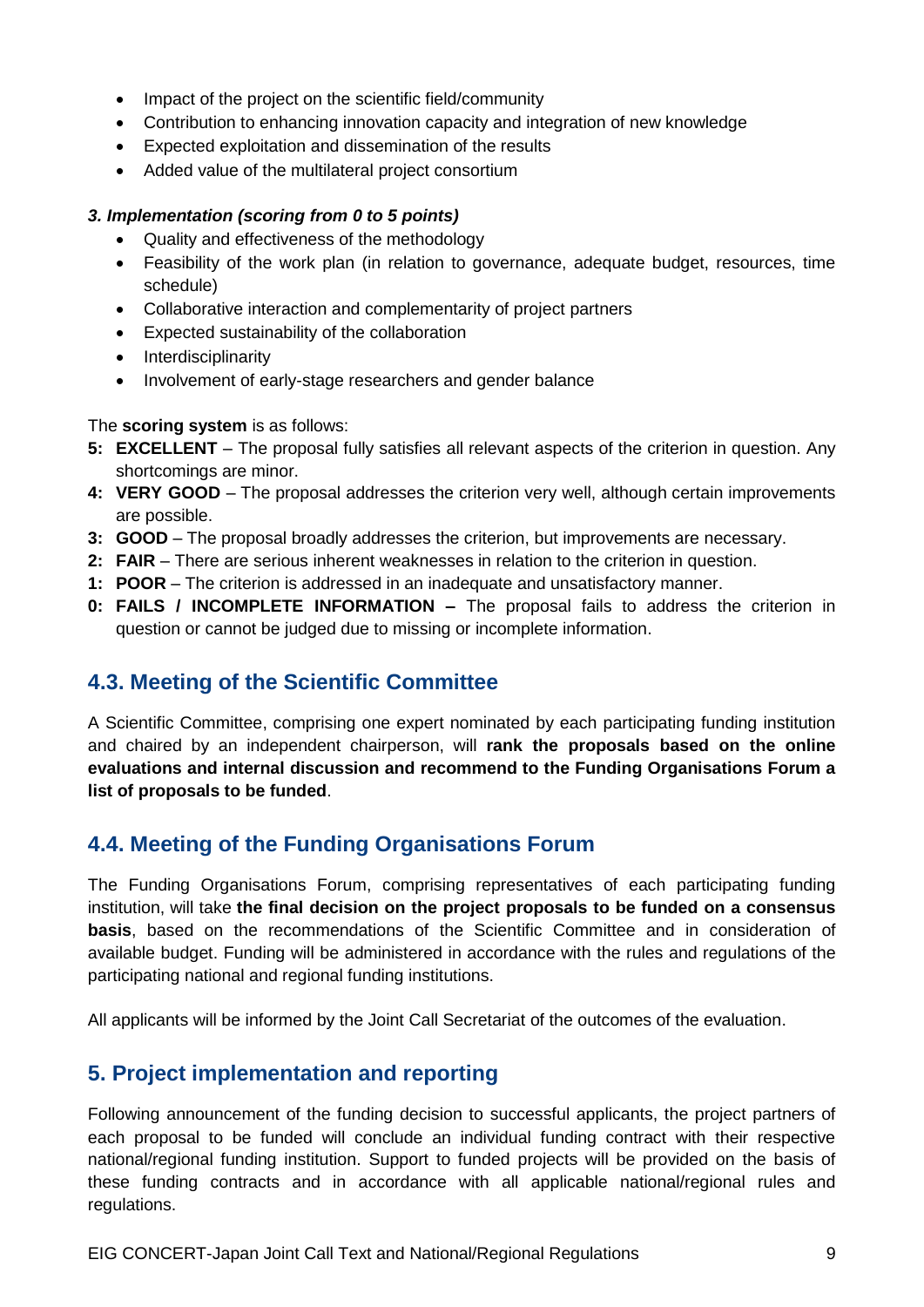- Impact of the project on the scientific field/community
- Contribution to enhancing innovation capacity and integration of new knowledge
- Expected exploitation and dissemination of the results
- Added value of the multilateral project consortium

***3. Implementation (scoring from 0 to 5 points)***

- Quality and effectiveness of the methodology
- Feasibility of the work plan (in relation to governance, adequate budget, resources, time schedule)
- Collaborative interaction and complementarity of project partners
- Expected sustainability of the collaboration
- Interdisciplinarity
- Involvement of early-stage researchers and gender balance

The **scoring system** is as follows:

**5: EXCELLENT** – The proposal fully satisfies all relevant aspects of the criterion in question. Any shortcomings are minor.

**4: VERY GOOD** – The proposal addresses the criterion very well, although certain improvements are possible.

**3: GOOD** – The proposal broadly addresses the criterion, but improvements are necessary.

**2: FAIR** – There are serious inherent weaknesses in relation to the criterion in question.

**1: POOR** – The criterion is addressed in an inadequate and unsatisfactory manner.

**0: FAILS / INCOMPLETE INFORMATION –** The proposal fails to address the criterion in question or cannot be judged due to missing or incomplete information.

## 4.3. Meeting of the Scientific Committee

A Scientific Committee, comprising one expert nominated by each participating funding institution and chaired by an independent chairperson, will **rank the proposals based on the online evaluations and internal discussion and recommend to the Funding Organisations Forum a list of proposals to be funded**.

## 4.4. Meeting of the Funding Organisations Forum

The Funding Organisations Forum, comprising representatives of each participating funding institution, will take **the final decision on the project proposals to be funded on a consensus basis**, based on the recommendations of the Scientific Committee and in consideration of available budget. Funding will be administered in accordance with the rules and regulations of the participating national and regional funding institutions.

All applicants will be informed by the Joint Call Secretariat of the outcomes of the evaluation.

# 5. Project implementation and reporting

Following announcement of the funding decision to successful applicants, the project partners of each proposal to be funded will conclude an individual funding contract with their respective national/regional funding institution. Support to funded projects will be provided on the basis of these funding contracts and in accordance with all applicable national/regional rules and regulations.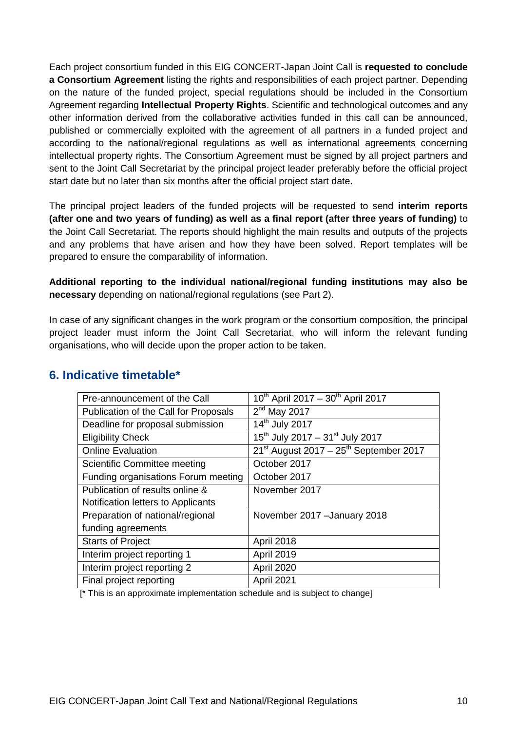Each project consortium funded in this EIG CONCERT-Japan Joint Call is **requested to conclude a Consortium Agreement** listing the rights and responsibilities of each project partner. Depending on the nature of the funded project, special regulations should be included in the Consortium Agreement regarding **Intellectual Property Rights**. Scientific and technological outcomes and any other information derived from the collaborative activities funded in this call can be announced, published or commercially exploited with the agreement of all partners in a funded project and according to the national/regional regulations as well as international agreements concerning intellectual property rights. The Consortium Agreement must be signed by all project partners and sent to the Joint Call Secretariat by the principal project leader preferably before the official project start date but no later than six months after the official project start date.

The principal project leaders of the funded projects will be requested to send **interim reports (after one and two years of funding) as well as a final report (after three years of funding)** to the Joint Call Secretariat. The reports should highlight the main results and outputs of the projects and any problems that have arisen and how they have been solved. Report templates will be prepared to ensure the comparability of information.

**Additional reporting to the individual national/regional funding institutions may also be necessary** depending on national/regional regulations (see Part 2).

In case of any significant changes in the work program or the consortium composition, the principal project leader must inform the Joint Call Secretariat, who will inform the relevant funding organisations, who will decide upon the proper action to be taken.

## 6. Indicative timetable*

| Pre-announcement of the Call | 10th April 2017 – 30th April 2017 |
|---|---|
| Publication of the Call for Proposals | 2nd May 2017 |
| Deadline for proposal submission | 14th July 2017 |
| Eligibility Check | 15th July 2017 – 31st July 2017 |
| Online Evaluation | 21st August 2017 – 25th September 2017 |
| Scientific Committee meeting | October 2017 |
| Funding organisations Forum meeting | October 2017 |
| Publication of results online & Notification letters to Applicants | November 2017 |
| Preparation of national/regional funding agreements | November 2017 –January 2018 |
| Starts of Project | April 2018 |
| Interim project reporting 1 | April 2019 |
| Interim project reporting 2 | April 2020 |
| Final project reporting | April 2021 |

[* This is an approximate implementation schedule and is subject to change]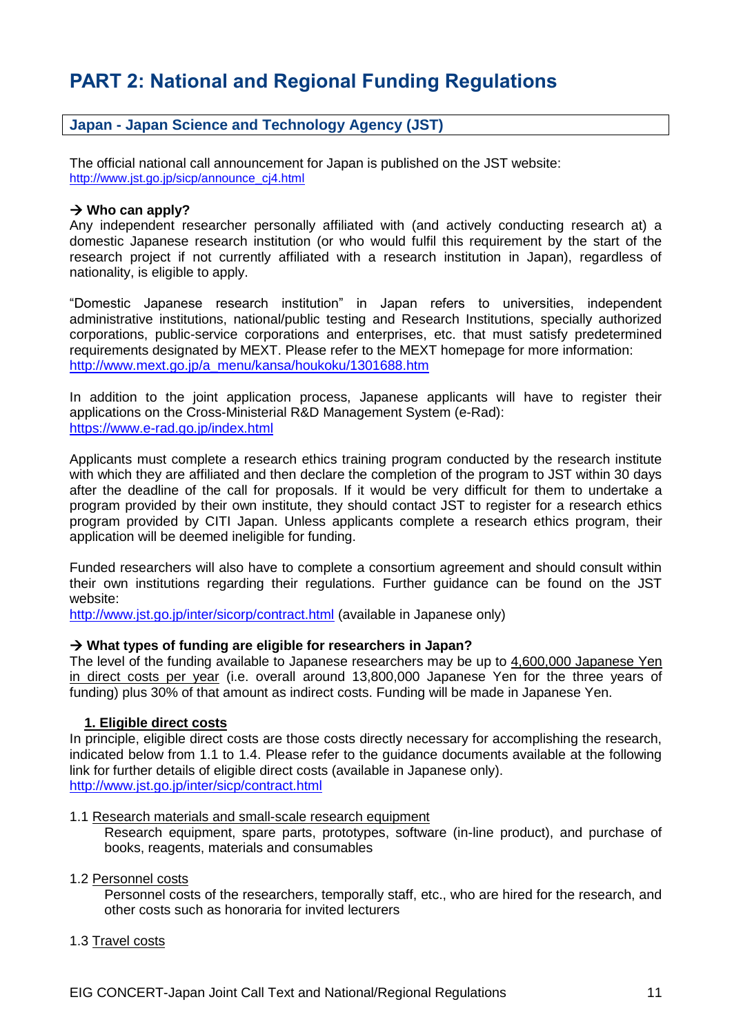# PART 2: National and Regional Funding Regulations

## Japan - Japan Science and Technology Agency (JST)

The official national call announcement for Japan is published on the JST website:
http://www.jst.go.jp/sicp/announce_cj4.html

**→ Who can apply?**

Any independent researcher personally affiliated with (and actively conducting research at) a domestic Japanese research institution (or who would fulfil this requirement by the start of the research project if not currently affiliated with a research institution in Japan), regardless of nationality, is eligible to apply.

"Domestic Japanese research institution" in Japan refers to universities, independent administrative institutions, national/public testing and Research Institutions, specially authorized corporations, public-service corporations and enterprises, etc. that must satisfy predetermined requirements designated by MEXT. Please refer to the MEXT homepage for more information:
http://www.mext.go.jp/a_menu/kansa/houkoku/1301688.htm

In addition to the joint application process, Japanese applicants will have to register their applications on the Cross-Ministerial R&D Management System (e-Rad):
https://www.e-rad.go.jp/index.html

Applicants must complete a research ethics training program conducted by the research institute with which they are affiliated and then declare the completion of the program to JST within 30 days after the deadline of the call for proposals. If it would be very difficult for them to undertake a program provided by their own institute, they should contact JST to register for a research ethics program provided by CITI Japan. Unless applicants complete a research ethics program, their application will be deemed ineligible for funding.

Funded researchers will also have to complete a consortium agreement and should consult within their own institutions regarding their regulations. Further guidance can be found on the JST website:
http://www.jst.go.jp/inter/sicorp/contract.html (available in Japanese only)

**→ What types of funding are eligible for researchers in Japan?**

The level of the funding available to Japanese researchers may be up to 4,600,000 Japanese Yen in direct costs per year (i.e. overall around 13,800,000 Japanese Yen for the three years of funding) plus 30% of that amount as indirect costs. Funding will be made in Japanese Yen.

**1. Eligible direct costs**

In principle, eligible direct costs are those costs directly necessary for accomplishing the research, indicated below from 1.1 to 1.4. Please refer to the guidance documents available at the following link for further details of eligible direct costs (available in Japanese only).
http://www.jst.go.jp/inter/sicp/contract.html

1.1 Research materials and small-scale research equipment

Research equipment, spare parts, prototypes, software (in-line product), and purchase of books, reagents, materials and consumables

1.2 Personnel costs

Personnel costs of the researchers, temporally staff, etc., who are hired for the research, and other costs such as honoraria for invited lecturers

1.3 Travel costs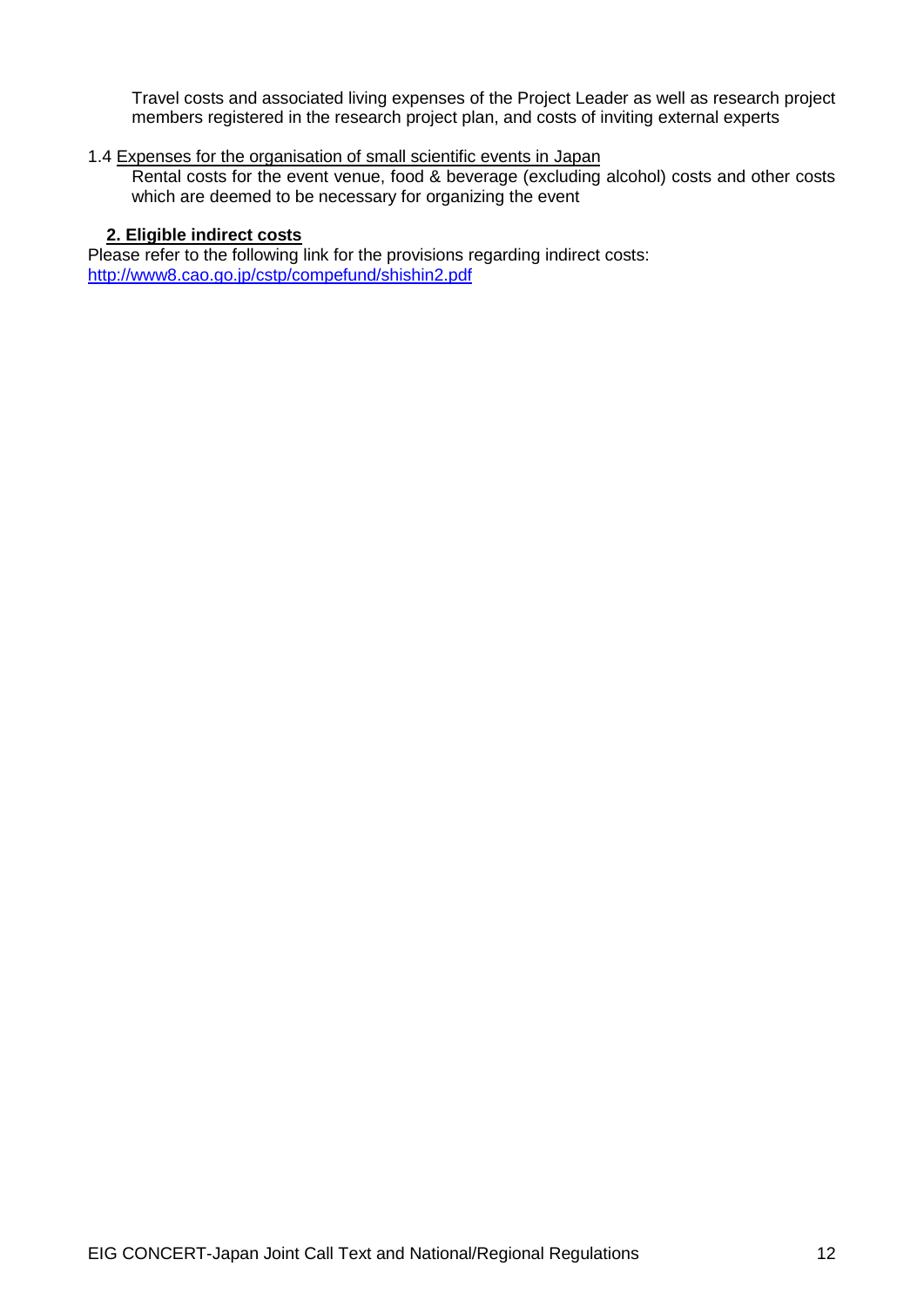Travel costs and associated living expenses of the Project Leader as well as research project members registered in the research project plan, and costs of inviting external experts

1.4 Expenses for the organisation of small scientific events in Japan

Rental costs for the event venue, food & beverage (excluding alcohol) costs and other costs which are deemed to be necessary for organizing the event

**2. Eligible indirect costs**

Please refer to the following link for the provisions regarding indirect costs: [http://www8.cao.go.jp/cstp/compefund/shishin2.pdf](http://www8.cao.go.jp/cstp/compefund/shishin2.pdf)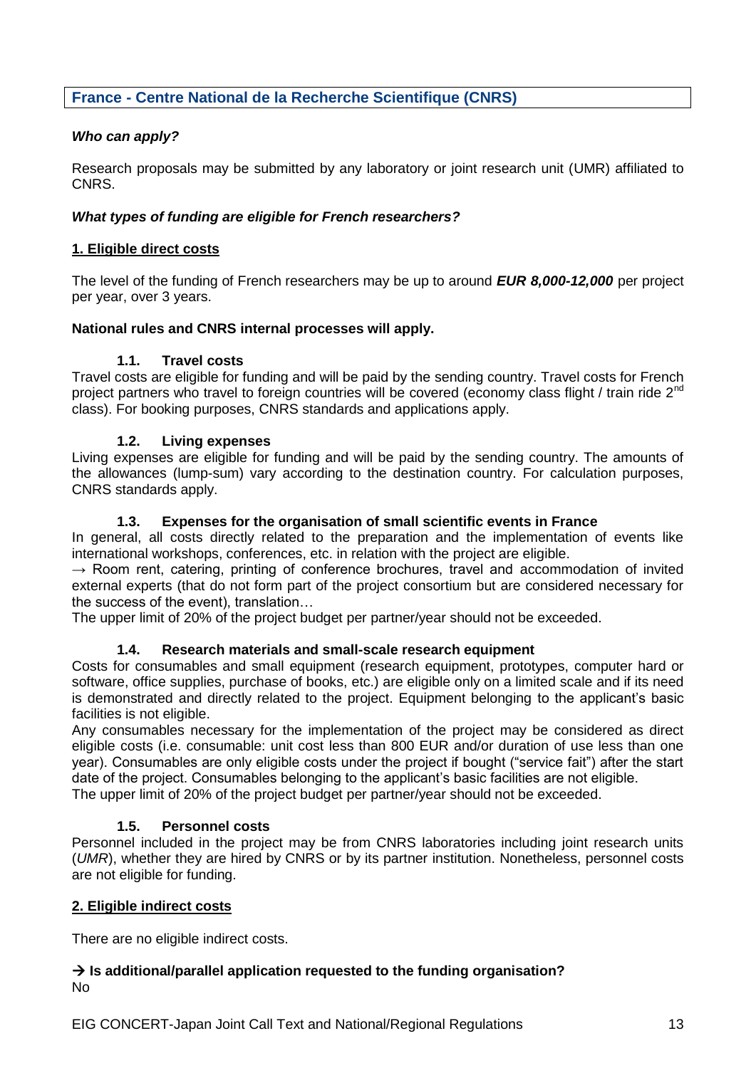## France - Centre National de la Recherche Scientifique (CNRS)

***Who can apply?***

Research proposals may be submitted by any laboratory or joint research unit (UMR) affiliated to CNRS.

***What types of funding are eligible for French researchers?***

**1. Eligible direct costs**

The level of the funding of French researchers may be up to around ***EUR 8,000-12,000*** per project per year, over 3 years.

**National rules and CNRS internal processes will apply.**

#### 1.1. Travel costs

Travel costs are eligible for funding and will be paid by the sending country. Travel costs for French project partners who travel to foreign countries will be covered (economy class flight / train ride 2nd class). For booking purposes, CNRS standards and applications apply.

#### 1.2. Living expenses

Living expenses are eligible for funding and will be paid by the sending country. The amounts of the allowances (lump-sum) vary according to the destination country. For calculation purposes, CNRS standards apply.

#### 1.3. Expenses for the organisation of small scientific events in France

In general, all costs directly related to the preparation and the implementation of events like international workshops, conferences, etc. in relation with the project are eligible.

→ Room rent, catering, printing of conference brochures, travel and accommodation of invited external experts (that do not form part of the project consortium but are considered necessary for the success of the event), translation…

The upper limit of 20% of the project budget per partner/year should not be exceeded.

#### 1.4. Research materials and small-scale research equipment

Costs for consumables and small equipment (research equipment, prototypes, computer hard or software, office supplies, purchase of books, etc.) are eligible only on a limited scale and if its need is demonstrated and directly related to the project. Equipment belonging to the applicant's basic facilities is not eligible.

Any consumables necessary for the implementation of the project may be considered as direct eligible costs (i.e. consumable: unit cost less than 800 EUR and/or duration of use less than one year). Consumables are only eligible costs under the project if bought ("service fait") after the start date of the project. Consumables belonging to the applicant's basic facilities are not eligible.

The upper limit of 20% of the project budget per partner/year should not be exceeded.

#### 1.5. Personnel costs

Personnel included in the project may be from CNRS laboratories including joint research units (*UMR*), whether they are hired by CNRS or by its partner institution. Nonetheless, personnel costs are not eligible for funding.

**2. Eligible indirect costs**

There are no eligible indirect costs.

**→ Is additional/parallel application requested to the funding organisation?**
No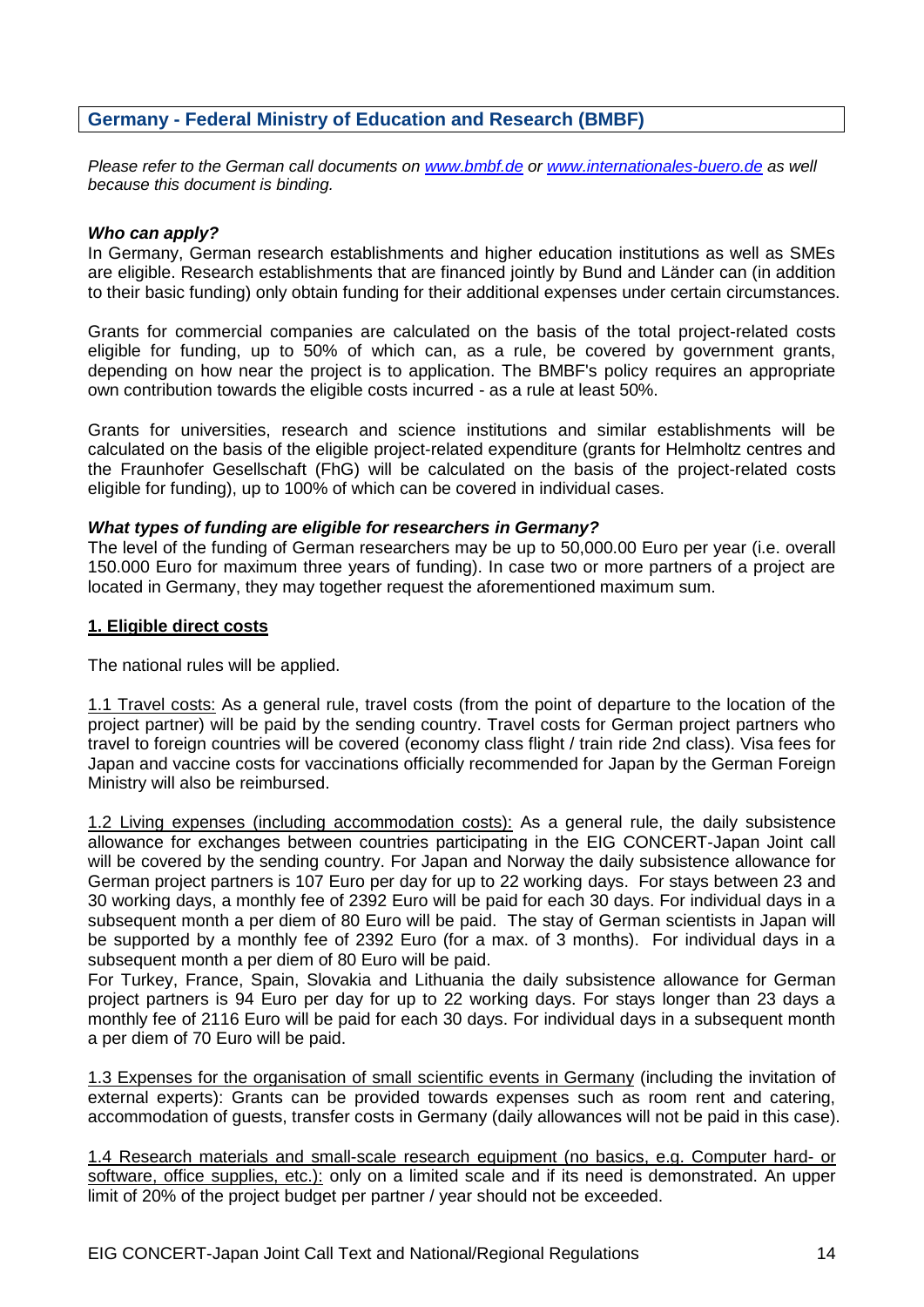## Germany - Federal Ministry of Education and Research (BMBF)

*Please refer to the German call documents on [www.bmbf.de](http://www.bmbf.de) or [www.internationales-buero.de](http://www.internationales-buero.de) as well because this document is binding.*

***Who can apply?***

In Germany, German research establishments and higher education institutions as well as SMEs are eligible. Research establishments that are financed jointly by Bund and Länder can (in addition to their basic funding) only obtain funding for their additional expenses under certain circumstances.

Grants for commercial companies are calculated on the basis of the total project-related costs eligible for funding, up to 50% of which can, as a rule, be covered by government grants, depending on how near the project is to application. The BMBF's policy requires an appropriate own contribution towards the eligible costs incurred - as a rule at least 50%.

Grants for universities, research and science institutions and similar establishments will be calculated on the basis of the eligible project-related expenditure (grants for Helmholtz centres and the Fraunhofer Gesellschaft (FhG) will be calculated on the basis of the project-related costs eligible for funding), up to 100% of which can be covered in individual cases.

***What types of funding are eligible for researchers in Germany?***

The level of the funding of German researchers may be up to 50,000.00 Euro per year (i.e. overall 150.000 Euro for maximum three years of funding). In case two or more partners of a project are located in Germany, they may together request the aforementioned maximum sum.

**1. Eligible direct costs**

The national rules will be applied.

1.1 Travel costs: As a general rule, travel costs (from the point of departure to the location of the project partner) will be paid by the sending country. Travel costs for German project partners who travel to foreign countries will be covered (economy class flight / train ride 2nd class). Visa fees for Japan and vaccine costs for vaccinations officially recommended for Japan by the German Foreign Ministry will also be reimbursed.

1.2 Living expenses (including accommodation costs): As a general rule, the daily subsistence allowance for exchanges between countries participating in the EIG CONCERT-Japan Joint call will be covered by the sending country. For Japan and Norway the daily subsistence allowance for German project partners is 107 Euro per day for up to 22 working days. For stays between 23 and 30 working days, a monthly fee of 2392 Euro will be paid for each 30 days. For individual days in a subsequent month a per diem of 80 Euro will be paid. The stay of German scientists in Japan will be supported by a monthly fee of 2392 Euro (for a max. of 3 months). For individual days in a subsequent month a per diem of 80 Euro will be paid.

For Turkey, France, Spain, Slovakia and Lithuania the daily subsistence allowance for German project partners is 94 Euro per day for up to 22 working days. For stays longer than 23 days a monthly fee of 2116 Euro will be paid for each 30 days. For individual days in a subsequent month a per diem of 70 Euro will be paid.

1.3 Expenses for the organisation of small scientific events in Germany (including the invitation of external experts): Grants can be provided towards expenses such as room rent and catering, accommodation of guests, transfer costs in Germany (daily allowances will not be paid in this case).

1.4 Research materials and small-scale research equipment (no basics, e.g. Computer hard- or software, office supplies, etc.): only on a limited scale and if its need is demonstrated. An upper limit of 20% of the project budget per partner / year should not be exceeded.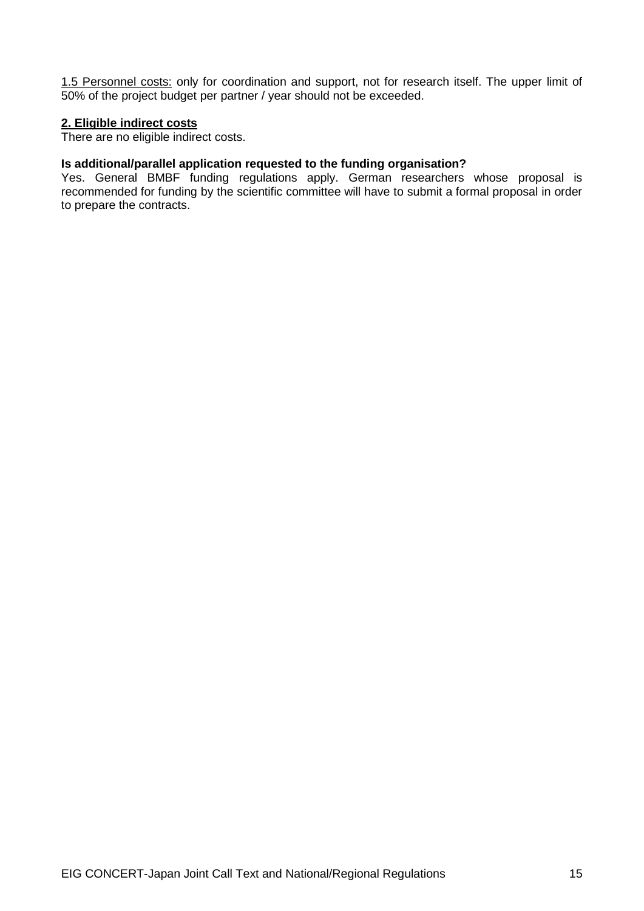1.5 Personnel costs: only for coordination and support, not for research itself. The upper limit of 50% of the project budget per partner / year should not be exceeded.

**2. Eligible indirect costs**

There are no eligible indirect costs.

**Is additional/parallel application requested to the funding organisation?**

Yes. General BMBF funding regulations apply. German researchers whose proposal is recommended for funding by the scientific committee will have to submit a formal proposal in order to prepare the contracts.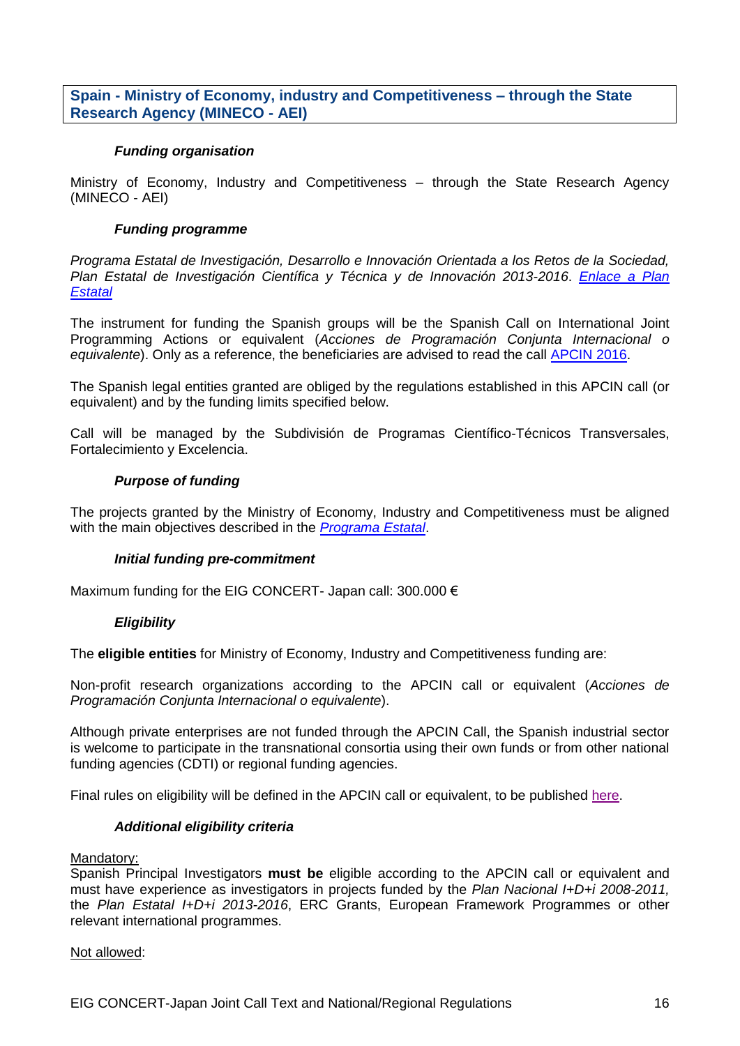## Spain - Ministry of Economy, industry and Competitiveness – through the State Research Agency (MINECO - AEI)

### *Funding organisation*

Ministry of Economy, Industry and Competitiveness – through the State Research Agency (MINECO - AEI)

### *Funding programme*

*Programa Estatal de Investigación, Desarrollo e Innovación Orientada a los Retos de la Sociedad, Plan Estatal de Investigación Científica y Técnica y de Innovación 2013-2016*. *Enlace a Plan Estatal*

The instrument for funding the Spanish groups will be the Spanish Call on International Joint Programming Actions or equivalent (*Acciones de Programación Conjunta Internacional o equivalente*). Only as a reference, the beneficiaries are advised to read the call APCIN 2016.

The Spanish legal entities granted are obliged by the regulations established in this APCIN call (or equivalent) and by the funding limits specified below.

Call will be managed by the Subdivisión de Programas Científico-Técnicos Transversales, Fortalecimiento y Excelencia.

### *Purpose of funding*

The projects granted by the Ministry of Economy, Industry and Competitiveness must be aligned with the main objectives described in the *Programa Estatal*.

### *Initial funding pre-commitment*

Maximum funding for the EIG CONCERT- Japan call: 300.000 €

### *Eligibility*

The **eligible entities** for Ministry of Economy, Industry and Competitiveness funding are:

Non-profit research organizations according to the APCIN call or equivalent (*Acciones de Programación Conjunta Internacional o equivalente*).

Although private enterprises are not funded through the APCIN Call, the Spanish industrial sector is welcome to participate in the transnational consortia using their own funds or from other national funding agencies (CDTI) or regional funding agencies.

Final rules on eligibility will be defined in the APCIN call or equivalent, to be published here.

### *Additional eligibility criteria*

Mandatory:
Spanish Principal Investigators **must be** eligible according to the APCIN call or equivalent and must have experience as investigators in projects funded by the *Plan Nacional I+D+i 2008-2011,* the *Plan Estatal I+D+i 2013-2016*, ERC Grants, European Framework Programmes or other relevant international programmes.

Not allowed: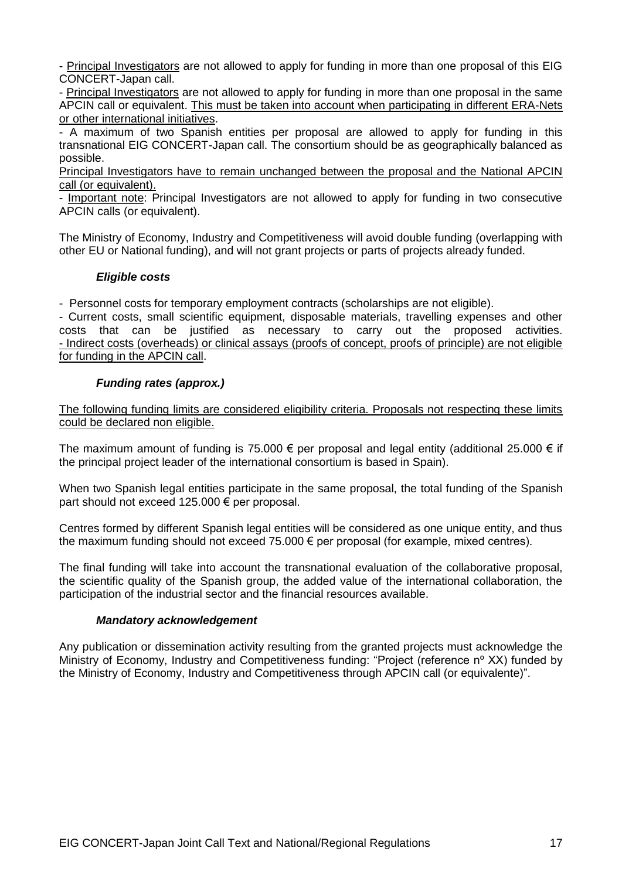- Principal Investigators are not allowed to apply for funding in more than one proposal of this EIG CONCERT-Japan call.

- Principal Investigators are not allowed to apply for funding in more than one proposal in the same APCIN call or equivalent. This must be taken into account when participating in different ERA-Nets or other international initiatives.

- A maximum of two Spanish entities per proposal are allowed to apply for funding in this transnational EIG CONCERT-Japan call. The consortium should be as geographically balanced as possible.

Principal Investigators have to remain unchanged between the proposal and the National APCIN call (or equivalent).

- Important note: Principal Investigators are not allowed to apply for funding in two consecutive APCIN calls (or equivalent).

The Ministry of Economy, Industry and Competitiveness will avoid double funding (overlapping with other EU or National funding), and will not grant projects or parts of projects already funded.

### *Eligible costs*

- Personnel costs for temporary employment contracts (scholarships are not eligible).
- Current costs, small scientific equipment, disposable materials, travelling expenses and other costs that can be justified as necessary to carry out the proposed activities.
- Indirect costs (overheads) or clinical assays (proofs of concept, proofs of principle) are not eligible for funding in the APCIN call.

### *Funding rates (approx.)*

The following funding limits are considered eligibility criteria. Proposals not respecting these limits could be declared non eligible.

The maximum amount of funding is 75.000 € per proposal and legal entity (additional 25.000 € if the principal project leader of the international consortium is based in Spain).

When two Spanish legal entities participate in the same proposal, the total funding of the Spanish part should not exceed 125.000 € per proposal.

Centres formed by different Spanish legal entities will be considered as one unique entity, and thus the maximum funding should not exceed 75.000 € per proposal (for example, mixed centres).

The final funding will take into account the transnational evaluation of the collaborative proposal, the scientific quality of the Spanish group, the added value of the international collaboration, the participation of the industrial sector and the financial resources available.

### *Mandatory acknowledgement*

Any publication or dissemination activity resulting from the granted projects must acknowledge the Ministry of Economy, Industry and Competitiveness funding: "Project (reference nº XX) funded by the Ministry of Economy, Industry and Competitiveness through APCIN call (or equivalente)".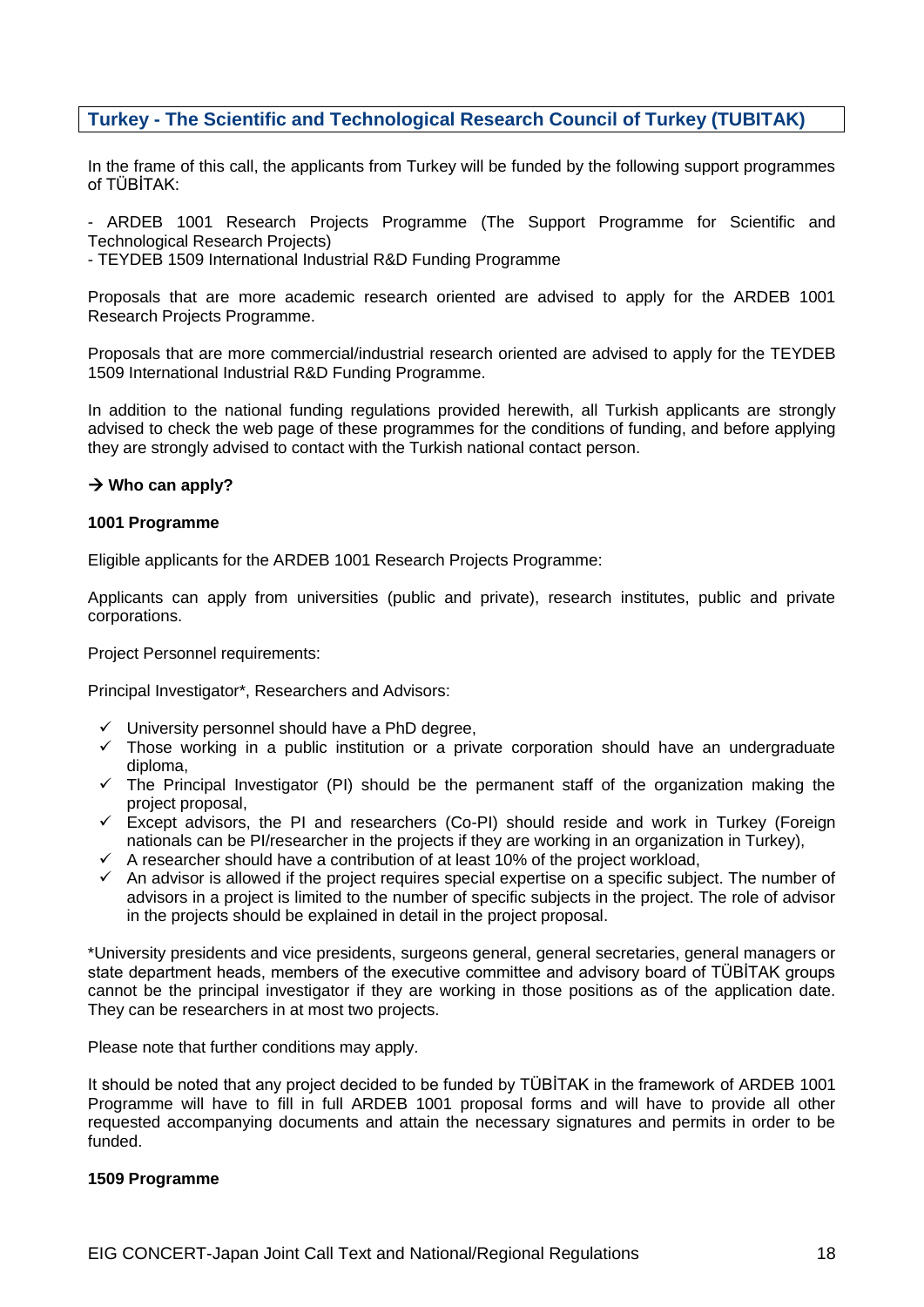## Turkey - The Scientific and Technological Research Council of Turkey (TUBITAK)

In the frame of this call, the applicants from Turkey will be funded by the following support programmes of TÜBİTAK:

- ARDEB 1001 Research Projects Programme (The Support Programme for Scientific and Technological Research Projects)
- TEYDEB 1509 International Industrial R&D Funding Programme

Proposals that are more academic research oriented are advised to apply for the ARDEB 1001 Research Projects Programme.

Proposals that are more commercial/industrial research oriented are advised to apply for the TEYDEB 1509 International Industrial R&D Funding Programme.

In addition to the national funding regulations provided herewith, all Turkish applicants are strongly advised to check the web page of these programmes for the conditions of funding, and before applying they are strongly advised to contact with the Turkish national contact person.

### → Who can apply?

**1001 Programme**

Eligible applicants for the ARDEB 1001 Research Projects Programme:

Applicants can apply from universities (public and private), research institutes, public and private corporations.

Project Personnel requirements:

Principal Investigator*, Researchers and Advisors:

- ✓ University personnel should have a PhD degree,
- ✓ Those working in a public institution or a private corporation should have an undergraduate diploma,
- ✓ The Principal Investigator (PI) should be the permanent staff of the organization making the project proposal,
- ✓ Except advisors, the PI and researchers (Co-PI) should reside and work in Turkey (Foreign nationals can be PI/researcher in the projects if they are working in an organization in Turkey),
- ✓ A researcher should have a contribution of at least 10% of the project workload,
- ✓ An advisor is allowed if the project requires special expertise on a specific subject. The number of advisors in a project is limited to the number of specific subjects in the project. The role of advisor in the projects should be explained in detail in the project proposal.

*University presidents and vice presidents, surgeons general, general secretaries, general managers or state department heads, members of the executive committee and advisory board of TÜBİTAK groups cannot be the principal investigator if they are working in those positions as of the application date. They can be researchers in at most two projects.

Please note that further conditions may apply.

It should be noted that any project decided to be funded by TÜBİTAK in the framework of ARDEB 1001 Programme will have to fill in full ARDEB 1001 proposal forms and will have to provide all other requested accompanying documents and attain the necessary signatures and permits in order to be funded.

**1509 Programme**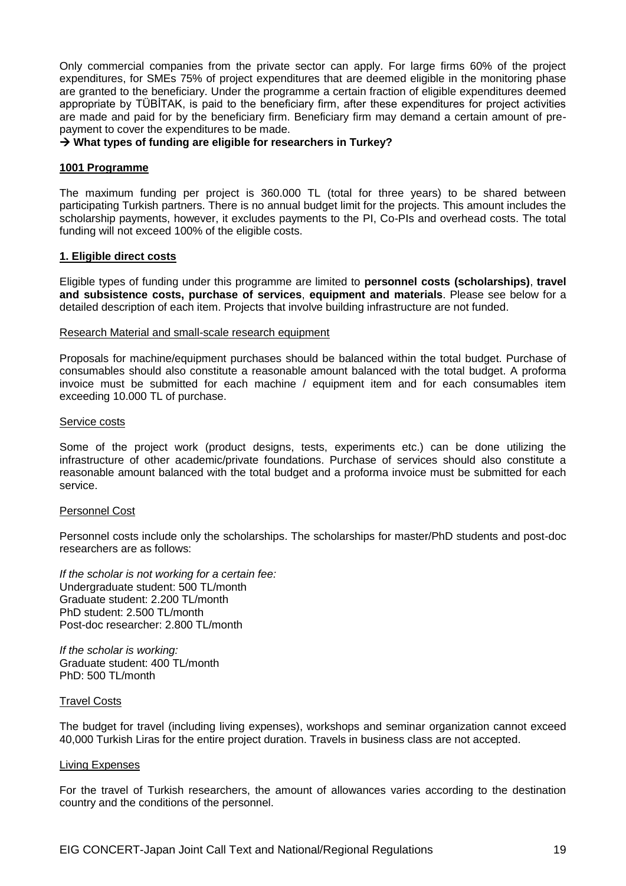Only commercial companies from the private sector can apply. For large firms 60% of the project expenditures, for SMEs 75% of project expenditures that are deemed eligible in the monitoring phase are granted to the beneficiary. Under the programme a certain fraction of eligible expenditures deemed appropriate by TÜBİTAK, is paid to the beneficiary firm, after these expenditures for project activities are made and paid for by the beneficiary firm. Beneficiary firm may demand a certain amount of pre-payment to cover the expenditures to be made.

→ **What types of funding are eligible for researchers in Turkey?**

**1001 Programme**

The maximum funding per project is 360.000 TL (total for three years) to be shared between participating Turkish partners. There is no annual budget limit for the projects. This amount includes the scholarship payments, however, it excludes payments to the PI, Co-PIs and overhead costs. The total funding will not exceed 100% of the eligible costs.

**1. Eligible direct costs**

Eligible types of funding under this programme are limited to **personnel costs (scholarships)**, **travel and subsistence costs, purchase of services**, **equipment and materials**. Please see below for a detailed description of each item. Projects that involve building infrastructure are not funded.

Research Material and small-scale research equipment

Proposals for machine/equipment purchases should be balanced within the total budget. Purchase of consumables should also constitute a reasonable amount balanced with the total budget. A proforma invoice must be submitted for each machine / equipment item and for each consumables item exceeding 10.000 TL of purchase.

Service costs

Some of the project work (product designs, tests, experiments etc.) can be done utilizing the infrastructure of other academic/private foundations. Purchase of services should also constitute a reasonable amount balanced with the total budget and a proforma invoice must be submitted for each service.

Personnel Cost

Personnel costs include only the scholarships. The scholarships for master/PhD students and post-doc researchers are as follows:

*If the scholar is not working for a certain fee:*
Undergraduate student: 500 TL/month
Graduate student: 2.200 TL/month
PhD student: 2.500 TL/month
Post-doc researcher: 2.800 TL/month

*If the scholar is working:*
Graduate student: 400 TL/month
PhD: 500 TL/month

Travel Costs

The budget for travel (including living expenses), workshops and seminar organization cannot exceed 40,000 Turkish Liras for the entire project duration. Travels in business class are not accepted.

Living Expenses

For the travel of Turkish researchers, the amount of allowances varies according to the destination country and the conditions of the personnel.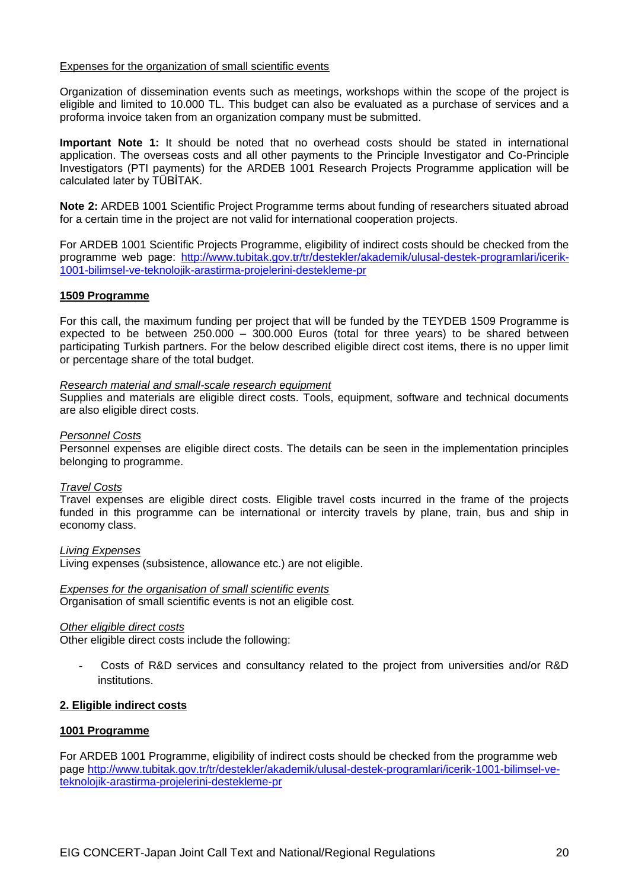<u>Expenses for the organization of small scientific events</u>

Organization of dissemination events such as meetings, workshops within the scope of the project is eligible and limited to 10.000 TL. This budget can also be evaluated as a purchase of services and a proforma invoice taken from an organization company must be submitted.

**Important Note 1:** It should be noted that no overhead costs should be stated in international application. The overseas costs and all other payments to the Principle Investigator and Co-Principle Investigators (PTI payments) for the ARDEB 1001 Research Projects Programme application will be calculated later by TÜBİTAK.

**Note 2:** ARDEB 1001 Scientific Project Programme terms about funding of researchers situated abroad for a certain time in the project are not valid for international cooperation projects.

For ARDEB 1001 Scientific Projects Programme, eligibility of indirect costs should be checked from the programme web page: [http://www.tubitak.gov.tr/tr/destekler/akademik/ulusal-destek-programlari/icerik-1001-bilimsel-ve-teknolojik-arastirma-projelerini-destekleme-pr](http://www.tubitak.gov.tr/tr/destekler/akademik/ulusal-destek-programlari/icerik-1001-bilimsel-ve-teknolojik-arastirma-projelerini-destekleme-pr)

**<u>1509 Programme</u>**

For this call, the maximum funding per project that will be funded by the TEYDEB 1509 Programme is expected to be between 250.000 – 300.000 Euros (total for three years) to be shared between participating Turkish partners. For the below described eligible direct cost items, there is no upper limit or percentage share of the total budget.

*<u>Research material and small-scale research equipment</u>*
Supplies and materials are eligible direct costs. Tools, equipment, software and technical documents are also eligible direct costs.

*<u>Personnel Costs</u>*
Personnel expenses are eligible direct costs. The details can be seen in the implementation principles belonging to programme.

*<u>Travel Costs</u>*
Travel expenses are eligible direct costs. Eligible travel costs incurred in the frame of the projects funded in this programme can be international or intercity travels by plane, train, bus and ship in economy class.

*<u>Living Expenses</u>*
Living expenses (subsistence, allowance etc.) are not eligible.

*<u>Expenses for the organisation of small scientific events</u>*
Organisation of small scientific events is not an eligible cost.

*<u>Other eligible direct costs</u>*
Other eligible direct costs include the following:

- Costs of R&D services and consultancy related to the project from universities and/or R&D institutions.

**<u>2. Eligible indirect costs</u>**

**<u>1001 Programme</u>**

For ARDEB 1001 Programme, eligibility of indirect costs should be checked from the programme web page [http://www.tubitak.gov.tr/tr/destekler/akademik/ulusal-destek-programlari/icerik-1001-bilimsel-ve-teknolojik-arastirma-projelerini-destekleme-pr](http://www.tubitak.gov.tr/tr/destekler/akademik/ulusal-destek-programlari/icerik-1001-bilimsel-ve-teknolojik-arastirma-projelerini-destekleme-pr)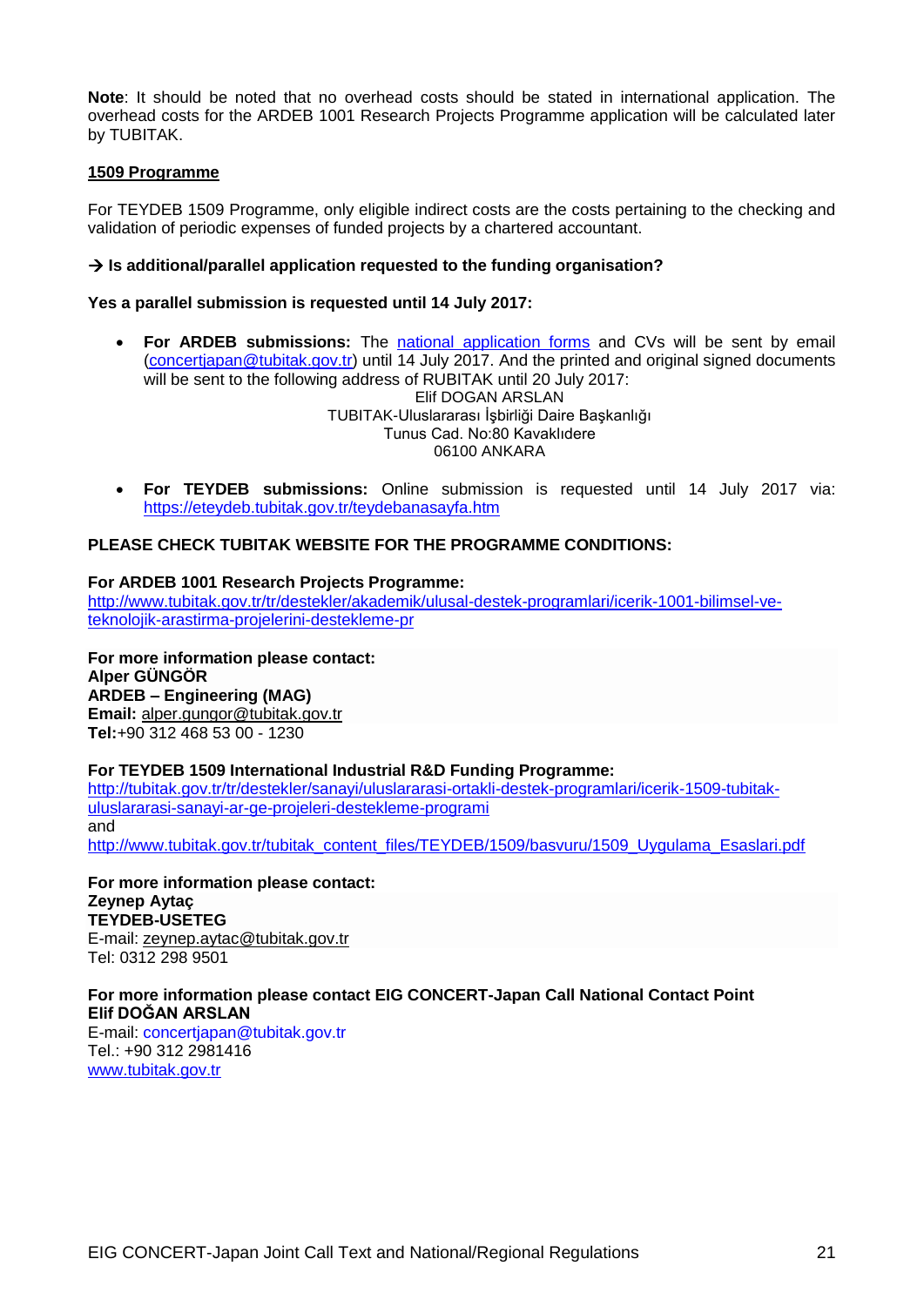**Note**: It should be noted that no overhead costs should be stated in international application. The overhead costs for the ARDEB 1001 Research Projects Programme application will be calculated later by TUBITAK.

**1509 Programme**

For TEYDEB 1509 Programme, only eligible indirect costs are the costs pertaining to the checking and validation of periodic expenses of funded projects by a chartered accountant.

**→ Is additional/parallel application requested to the funding organisation?**

**Yes a parallel submission is requested until 14 July 2017:**

- **For ARDEB submissions:** The national application forms and CVs will be sent by email (concertjapan@tubitak.gov.tr) until 14 July 2017. And the printed and original signed documents will be sent to the following address of RUBITAK until 20 July 2017:

  Elif DOGAN ARSLAN
  TUBITAK-Uluslararası İşbirliği Daire Başkanlığı
  Tunus Cad. No:80 Kavaklıdere
  06100 ANKARA

- **For TEYDEB submissions:** Online submission is requested until 14 July 2017 via: https://eteydeb.tubitak.gov.tr/teydebanasayfa.htm

**PLEASE CHECK TUBITAK WEBSITE FOR THE PROGRAMME CONDITIONS:**

**For ARDEB 1001 Research Projects Programme:**
http://www.tubitak.gov.tr/tr/destekler/akademik/ulusal-destek-programlari/icerik-1001-bilimsel-ve-teknolojik-arastirma-projelerini-destekleme-pr

**For more information please contact:**
**Alper GÜNGÖR**
**ARDEB – Engineering (MAG)**
**Email:** alper.gungor@tubitak.gov.tr
**Tel:**+90 312 468 53 00 - 1230

**For TEYDEB 1509 International Industrial R&D Funding Programme:**
http://tubitak.gov.tr/tr/destekler/sanayi/uluslararasi-ortakli-destek-programlari/icerik-1509-tubitak-uluslararasi-sanayi-ar-ge-projeleri-destekleme-programi
and
http://www.tubitak.gov.tr/tubitak_content_files/TEYDEB/1509/basvuru/1509_Uygulama_Esaslari.pdf

**For more information please contact:**
**Zeynep Aytaç**
**TEYDEB-USETEG**
E-mail: zeynep.aytac@tubitak.gov.tr
Tel: 0312 298 9501

**For more information please contact EIG CONCERT-Japan Call National Contact Point**
**Elif DOĞAN ARSLAN**
E-mail: concertjapan@tubitak.gov.tr
Tel.: +90 312 2981416
www.tubitak.gov.tr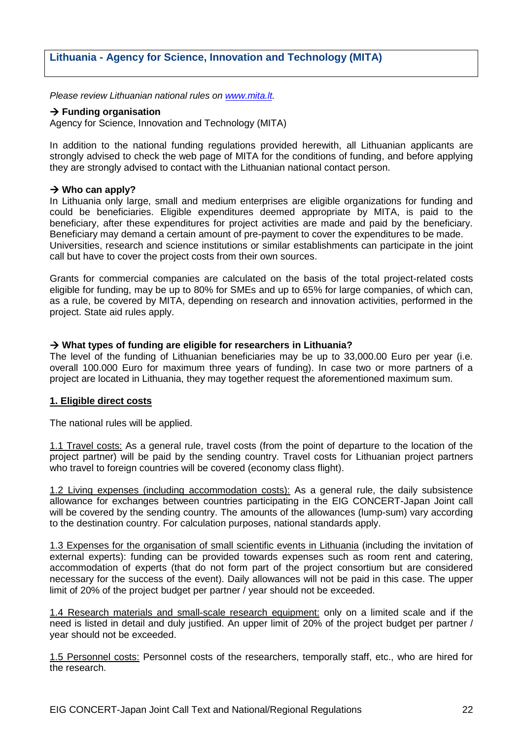## Lithuania - Agency for Science, Innovation and Technology (MITA)

*Please review Lithuanian national rules on [www.mita.lt](www.mita.lt).*

### → Funding organisation

Agency for Science, Innovation and Technology (MITA)

In addition to the national funding regulations provided herewith, all Lithuanian applicants are strongly advised to check the web page of MITA for the conditions of funding, and before applying they are strongly advised to contact with the Lithuanian national contact person.

### → Who can apply?

In Lithuania only large, small and medium enterprises are eligible organizations for funding and could be beneficiaries. Eligible expenditures deemed appropriate by MITA, is paid to the beneficiary, after these expenditures for project activities are made and paid by the beneficiary. Beneficiary may demand a certain amount of pre-payment to cover the expenditures to be made.
Universities, research and science institutions or similar establishments can participate in the joint call but have to cover the project costs from their own sources.

Grants for commercial companies are calculated on the basis of the total project-related costs eligible for funding, may be up to 80% for SMEs and up to 65% for large companies, of which can, as a rule, be covered by MITA, depending on research and innovation activities, performed in the project. State aid rules apply.

### → What types of funding are eligible for researchers in Lithuania?

The level of the funding of Lithuanian beneficiaries may be up to 33,000.00 Euro per year (i.e. overall 100.000 Euro for maximum three years of funding). In case two or more partners of a project are located in Lithuania, they may together request the aforementioned maximum sum.

**1. Eligible direct costs**

The national rules will be applied.

1.1 Travel costs: As a general rule, travel costs (from the point of departure to the location of the project partner) will be paid by the sending country. Travel costs for Lithuanian project partners who travel to foreign countries will be covered (economy class flight).

1.2 Living expenses (including accommodation costs): As a general rule, the daily subsistence allowance for exchanges between countries participating in the EIG CONCERT-Japan Joint call will be covered by the sending country. The amounts of the allowances (lump-sum) vary according to the destination country. For calculation purposes, national standards apply.

1.3 Expenses for the organisation of small scientific events in Lithuania (including the invitation of external experts): funding can be provided towards expenses such as room rent and catering, accommodation of experts (that do not form part of the project consortium but are considered necessary for the success of the event). Daily allowances will not be paid in this case. The upper limit of 20% of the project budget per partner / year should not be exceeded.

1.4 Research materials and small-scale research equipment: only on a limited scale and if the need is listed in detail and duly justified. An upper limit of 20% of the project budget per partner / year should not be exceeded.

1.5 Personnel costs: Personnel costs of the researchers, temporally staff, etc., who are hired for the research.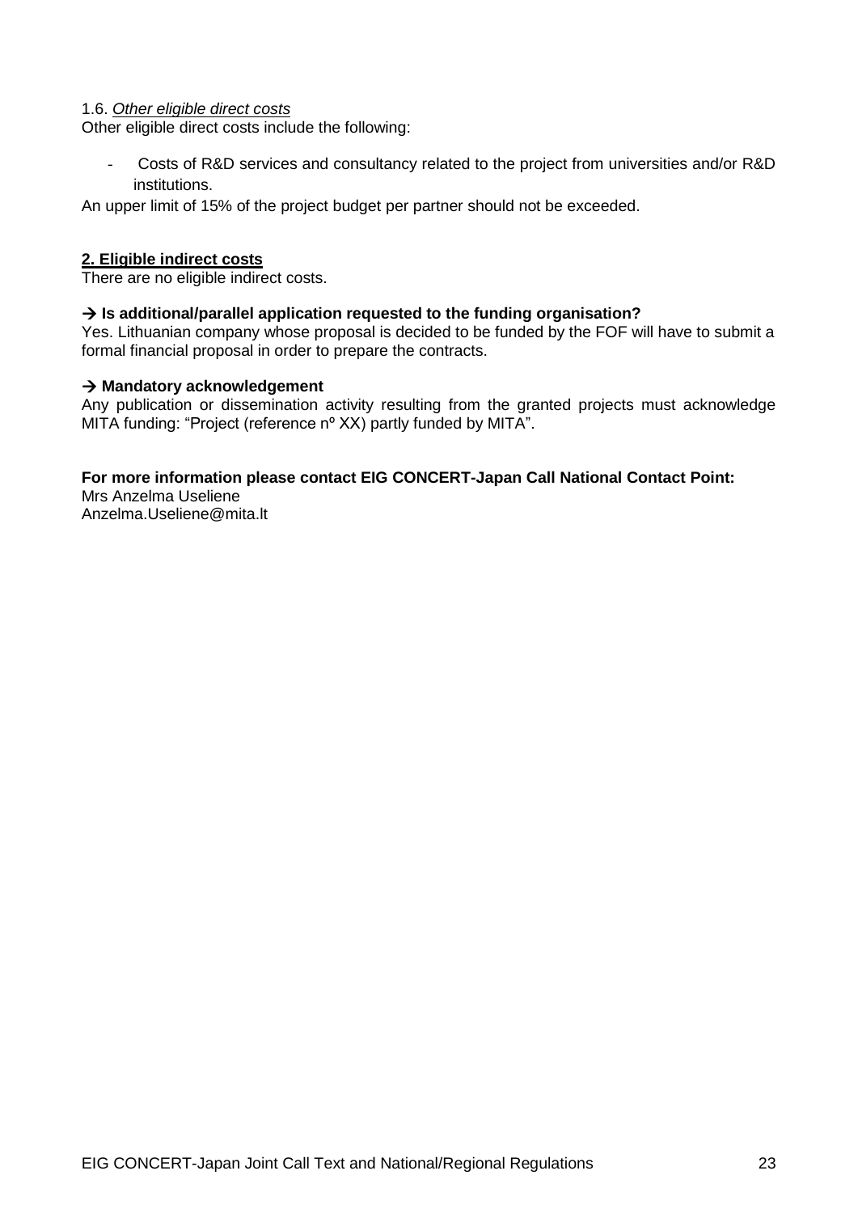1.6. *Other eligible direct costs*

Other eligible direct costs include the following:

- Costs of R&D services and consultancy related to the project from universities and/or R&D institutions.

An upper limit of 15% of the project budget per partner should not be exceeded.

**2. Eligible indirect costs**

There are no eligible indirect costs.

**→ Is additional/parallel application requested to the funding organisation?**

Yes. Lithuanian company whose proposal is decided to be funded by the FOF will have to submit a formal financial proposal in order to prepare the contracts.

**→ Mandatory acknowledgement**

Any publication or dissemination activity resulting from the granted projects must acknowledge MITA funding: "Project (reference nº XX) partly funded by MITA".

**For more information please contact EIG CONCERT-Japan Call National Contact Point:**

Mrs Anzelma Useliene
Anzelma.Useliene@mita.lt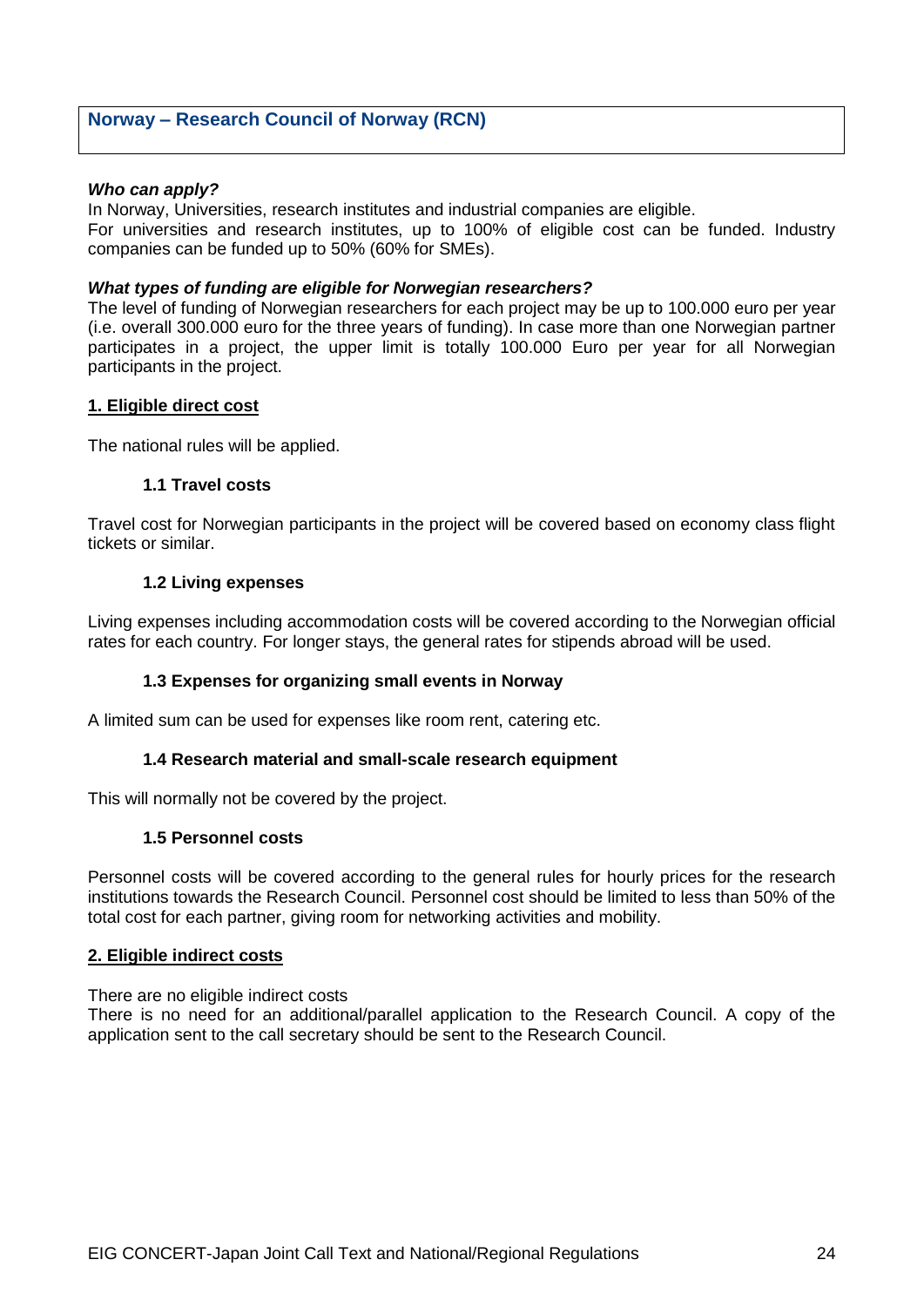## Norway – Research Council of Norway (RCN)

***Who can apply?***

In Norway, Universities, research institutes and industrial companies are eligible.
For universities and research institutes, up to 100% of eligible cost can be funded. Industry companies can be funded up to 50% (60% for SMEs).

***What types of funding are eligible for Norwegian researchers?***

The level of funding of Norwegian researchers for each project may be up to 100.000 euro per year (i.e. overall 300.000 euro for the three years of funding). In case more than one Norwegian partner participates in a project, the upper limit is totally 100.000 Euro per year for all Norwegian participants in the project.

### 1. Eligible direct cost

The national rules will be applied.

#### 1.1 Travel costs

Travel cost for Norwegian participants in the project will be covered based on economy class flight tickets or similar.

#### 1.2 Living expenses

Living expenses including accommodation costs will be covered according to the Norwegian official rates for each country. For longer stays, the general rates for stipends abroad will be used.

#### 1.3 Expenses for organizing small events in Norway

A limited sum can be used for expenses like room rent, catering etc.

#### 1.4 Research material and small-scale research equipment

This will normally not be covered by the project.

#### 1.5 Personnel costs

Personnel costs will be covered according to the general rules for hourly prices for the research institutions towards the Research Council. Personnel cost should be limited to less than 50% of the total cost for each partner, giving room for networking activities and mobility.

### 2. Eligible indirect costs

There are no eligible indirect costs
There is no need for an additional/parallel application to the Research Council. A copy of the application sent to the call secretary should be sent to the Research Council.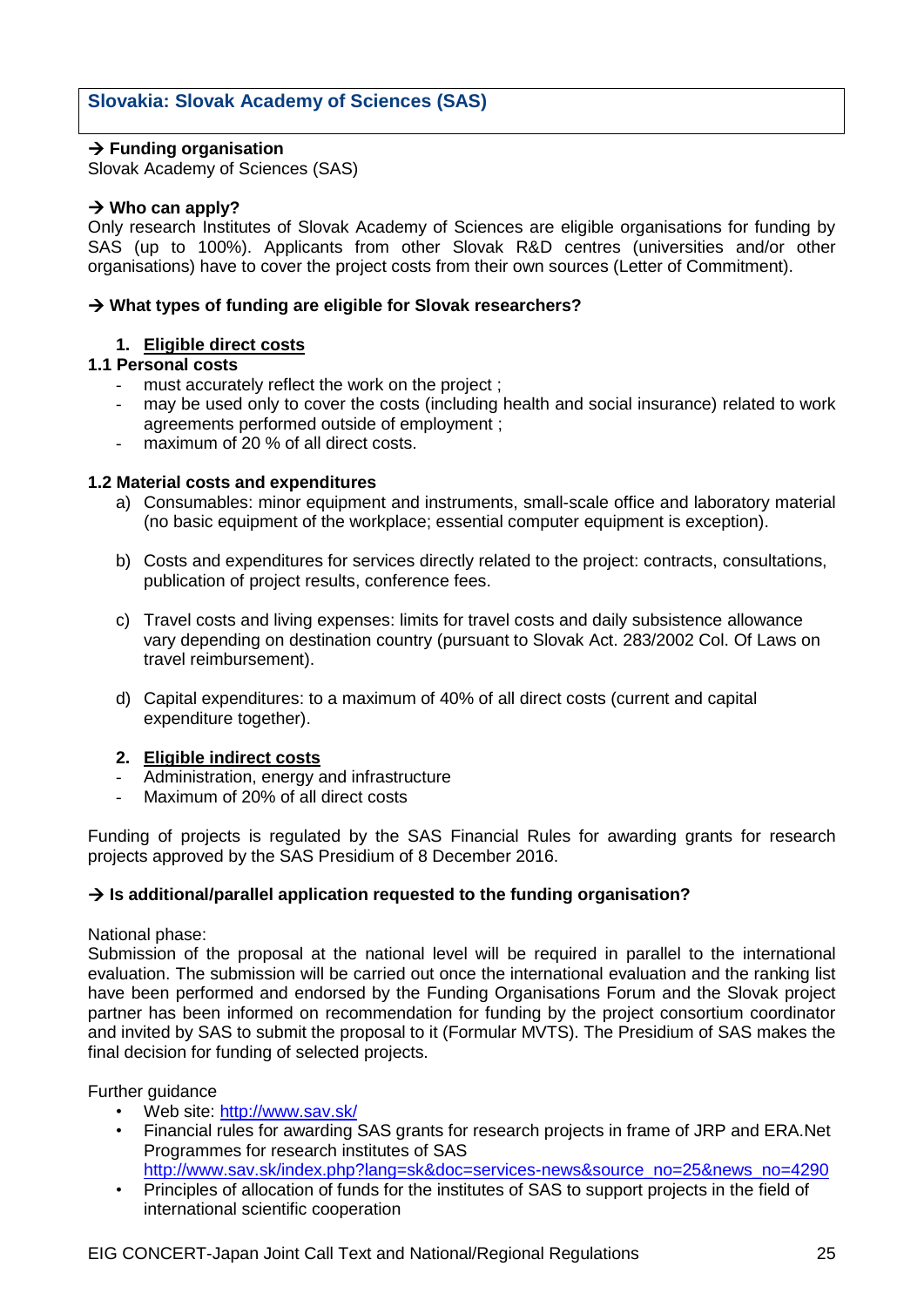## Slovakia: Slovak Academy of Sciences (SAS)

**→ Funding organisation**

Slovak Academy of Sciences (SAS)

**→ Who can apply?**

Only research Institutes of Slovak Academy of Sciences are eligible organisations for funding by SAS (up to 100%). Applicants from other Slovak R&D centres (universities and/or other organisations) have to cover the project costs from their own sources (Letter of Commitment).

**→ What types of funding are eligible for Slovak researchers?**

1. **Eligible direct costs**

**1.1 Personal costs**

- must accurately reflect the work on the project ;
- may be used only to cover the costs (including health and social insurance) related to work agreements performed outside of employment ;
- maximum of 20 % of all direct costs.

**1.2 Material costs and expenditures**

a) Consumables: minor equipment and instruments, small-scale office and laboratory material (no basic equipment of the workplace; essential computer equipment is exception).

b) Costs and expenditures for services directly related to the project: contracts, consultations, publication of project results, conference fees.

c) Travel costs and living expenses: limits for travel costs and daily subsistence allowance vary depending on destination country (pursuant to Slovak Act. 283/2002 Col. Of Laws on travel reimbursement).

d) Capital expenditures: to a maximum of 40% of all direct costs (current and capital expenditure together).

2. **Eligible indirect costs**

- Administration, energy and infrastructure
- Maximum of 20% of all direct costs

Funding of projects is regulated by the SAS Financial Rules for awarding grants for research projects approved by the SAS Presidium of 8 December 2016.

**→ Is additional/parallel application requested to the funding organisation?**

National phase:

Submission of the proposal at the national level will be required in parallel to the international evaluation. The submission will be carried out once the international evaluation and the ranking list have been performed and endorsed by the Funding Organisations Forum and the Slovak project partner has been informed on recommendation for funding by the project consortium coordinator and invited by SAS to submit the proposal to it (Formular MVTS). The Presidium of SAS makes the final decision for funding of selected projects.

Further guidance

- Web site: http://www.sav.sk/
- Financial rules for awarding SAS grants for research projects in frame of JRP and ERA.Net Programmes for research institutes of SAS http://www.sav.sk/index.php?lang=sk&doc=services-news&source_no=25&news_no=4290
- Principles of allocation of funds for the institutes of SAS to support projects in the field of international scientific cooperation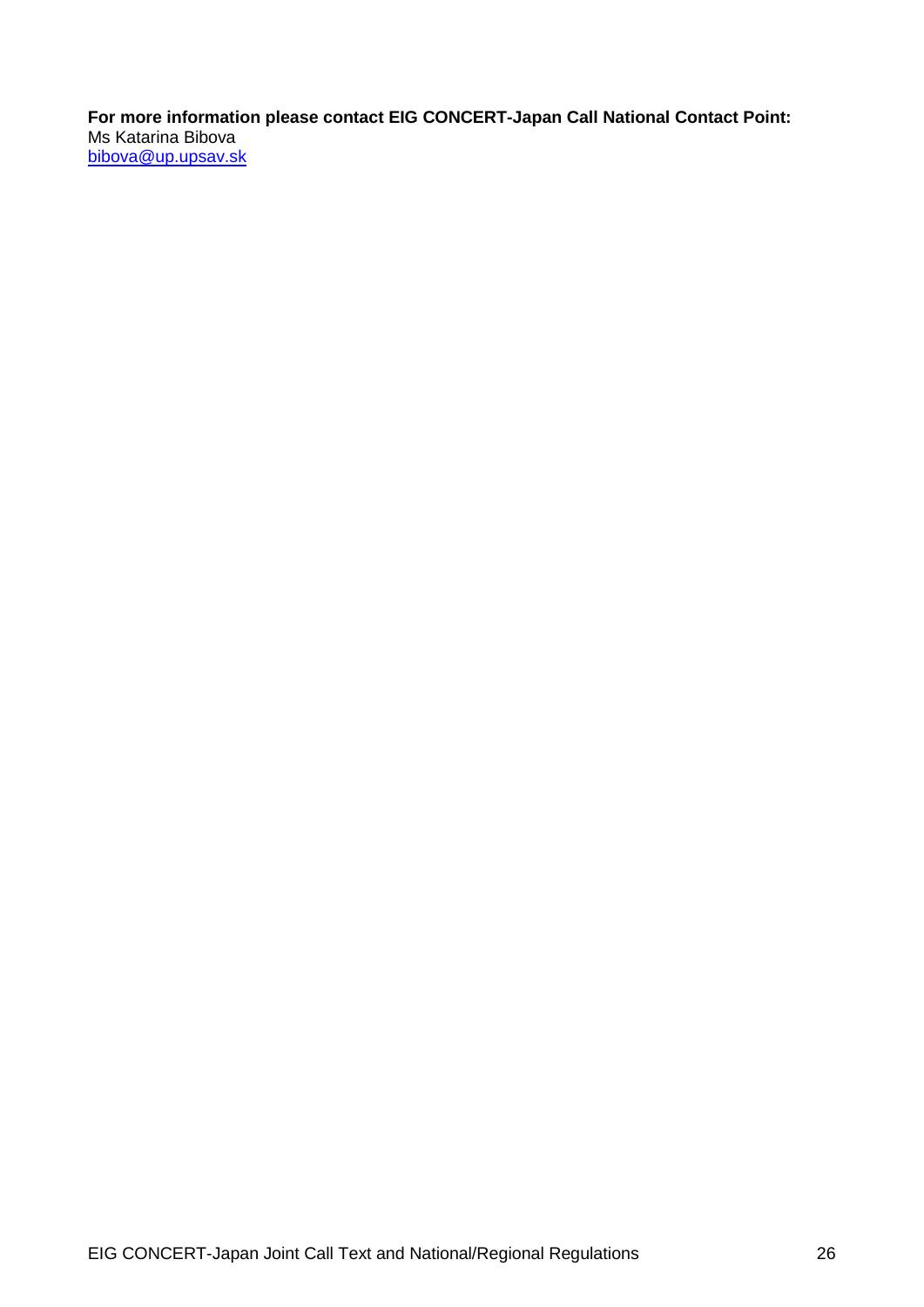**For more information please contact EIG CONCERT-Japan Call National Contact Point:**
Ms Katarina Bibova
bibova@up.upsav.sk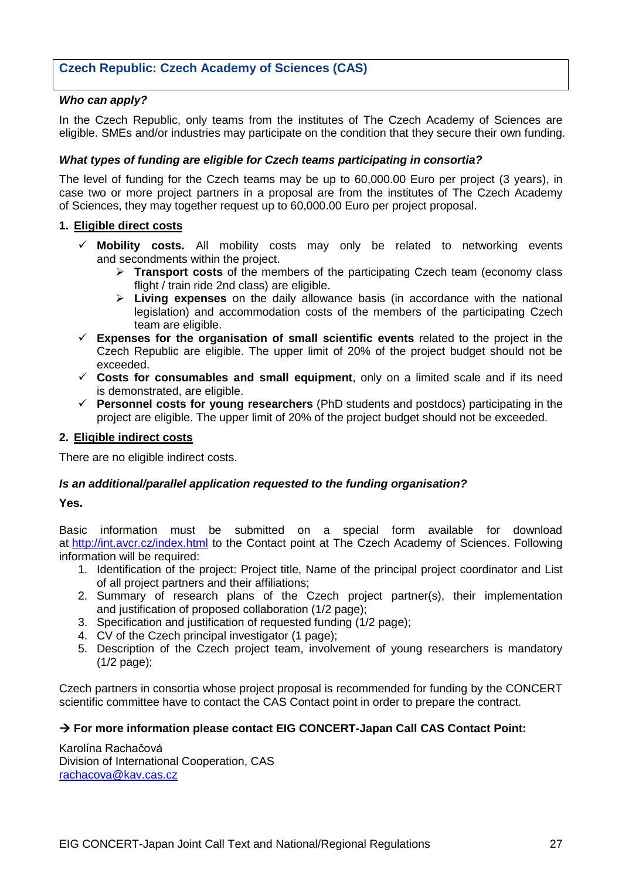## Czech Republic: Czech Academy of Sciences (CAS)

***Who can apply?***

In the Czech Republic, only teams from the institutes of The Czech Academy of Sciences are eligible. SMEs and/or industries may participate on the condition that they secure their own funding.

***What types of funding are eligible for Czech teams participating in consortia?***

The level of funding for the Czech teams may be up to 60,000.00 Euro per project (3 years), in case two or more project partners in a proposal are from the institutes of The Czech Academy of Sciences, they may together request up to 60,000.00 Euro per project proposal.

**1. Eligible direct costs**

- ✓ **Mobility costs.** All mobility costs may only be related to networking events and secondments within the project.
  - ➢ **Transport costs** of the members of the participating Czech team (economy class flight / train ride 2nd class) are eligible.
  - ➢ **Living expenses** on the daily allowance basis (in accordance with the national legislation) and accommodation costs of the members of the participating Czech team are eligible.
- ✓ **Expenses for the organisation of small scientific events** related to the project in the Czech Republic are eligible. The upper limit of 20% of the project budget should not be exceeded.
- ✓ **Costs for consumables and small equipment**, only on a limited scale and if its need is demonstrated, are eligible.
- ✓ **Personnel costs for young researchers** (PhD students and postdocs) participating in the project are eligible. The upper limit of 20% of the project budget should not be exceeded.

**2. Eligible indirect costs**

There are no eligible indirect costs.

***Is an additional/parallel application requested to the funding organisation?***

**Yes.**

Basic information must be submitted on a special form available for download at http://int.avcr.cz/index.html to the Contact point at The Czech Academy of Sciences. Following information will be required:

1. Identification of the project: Project title, Name of the principal project coordinator and List of all project partners and their affiliations;
2. Summary of research plans of the Czech project partner(s), their implementation and justification of proposed collaboration (1/2 page);
3. Specification and justification of requested funding (1/2 page);
4. CV of the Czech principal investigator (1 page);
5. Description of the Czech project team, involvement of young researchers is mandatory (1/2 page);

Czech partners in consortia whose project proposal is recommended for funding by the CONCERT scientific committee have to contact the CAS Contact point in order to prepare the contract.

**→ For more information please contact EIG CONCERT-Japan Call CAS Contact Point:**

Karolína Rachačová
Division of International Cooperation, CAS
rachacova@kav.cas.cz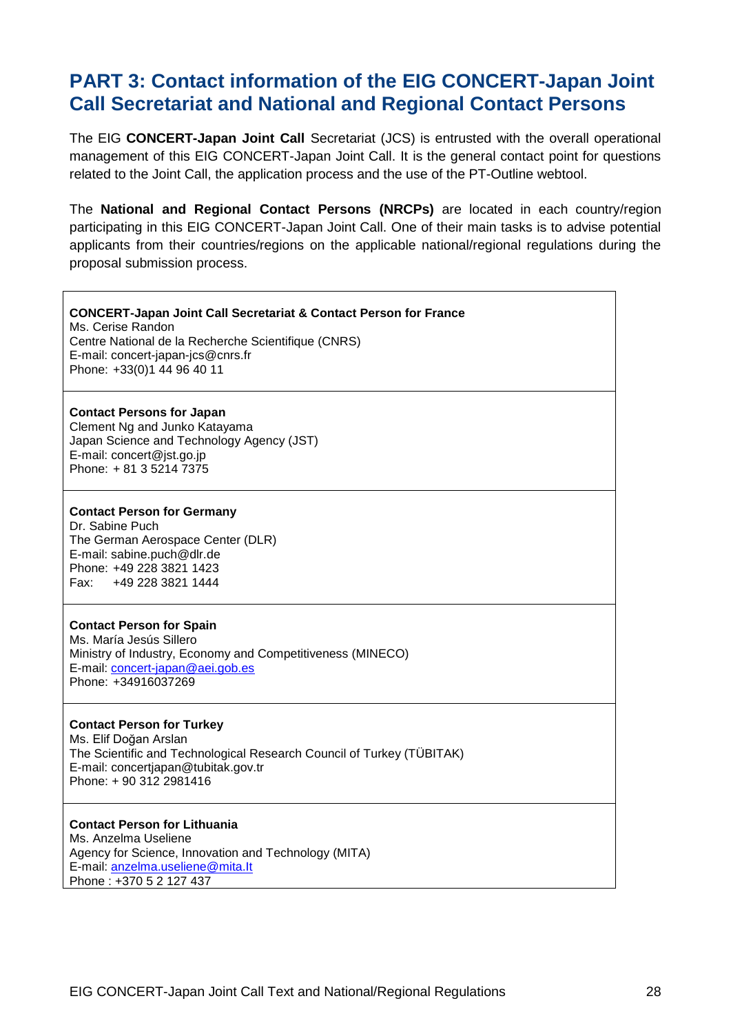## PART 3: Contact information of the EIG CONCERT-Japan Joint Call Secretariat and National and Regional Contact Persons

The EIG **CONCERT-Japan Joint Call** Secretariat (JCS) is entrusted with the overall operational management of this EIG CONCERT-Japan Joint Call. It is the general contact point for questions related to the Joint Call, the application process and the use of the PT-Outline webtool.

The **National and Regional Contact Persons (NRCPs)** are located in each country/region participating in this EIG CONCERT-Japan Joint Call. One of their main tasks is to advise potential applicants from their countries/regions on the applicable national/regional regulations during the proposal submission process.

**CONCERT-Japan Joint Call Secretariat & Contact Person for France**
Ms. Cerise Randon
Centre National de la Recherche Scientifique (CNRS)
E-mail: concert-japan-jcs@cnrs.fr
Phone: +33(0)1 44 96 40 11

**Contact Persons for Japan**
Clement Ng and Junko Katayama
Japan Science and Technology Agency (JST)
E-mail: concert@jst.go.jp
Phone: + 81 3 5214 7375

**Contact Person for Germany**
Dr. Sabine Puch
The German Aerospace Center (DLR)
E-mail: sabine.puch@dlr.de
Phone: +49 228 3821 1423
Fax: +49 228 3821 1444

**Contact Person for Spain**
Ms. María Jesús Sillero
Ministry of Industry, Economy and Competitiveness (MINECO)
E-mail: concert-japan@aei.gob.es
Phone: +34916037269

**Contact Person for Turkey**
Ms. Elif Doğan Arslan
The Scientific and Technological Research Council of Turkey (TÜBITAK)
E-mail: concertjapan@tubitak.gov.tr
Phone: + 90 312 2981416

**Contact Person for Lithuania**
Ms. Anzelma Useliene
Agency for Science, Innovation and Technology (MITA)
E-mail: anzelma.useliene@mita.lt
Phone : +370 5 2 127 437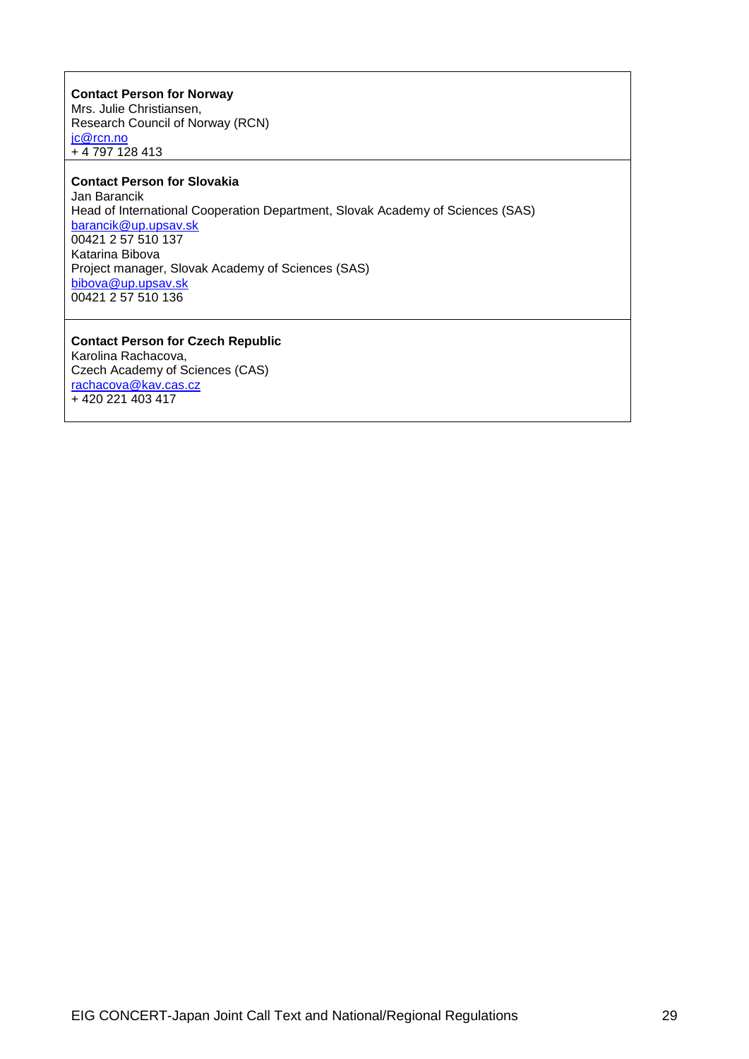**Contact Person for Norway**
Mrs. Julie Christiansen,
Research Council of Norway (RCN)
jc@rcn.no
+ 4 797 128 413

**Contact Person for Slovakia**
Jan Barancik
Head of International Cooperation Department, Slovak Academy of Sciences (SAS)
barancik@up.upsav.sk
00421 2 57 510 137
Katarina Bibova
Project manager, Slovak Academy of Sciences (SAS)
bibova@up.upsav.sk
00421 2 57 510 136

**Contact Person for Czech Republic**
Karolina Rachacova,
Czech Academy of Sciences (CAS)
rachacova@kav.cas.cz
+ 420 221 403 417